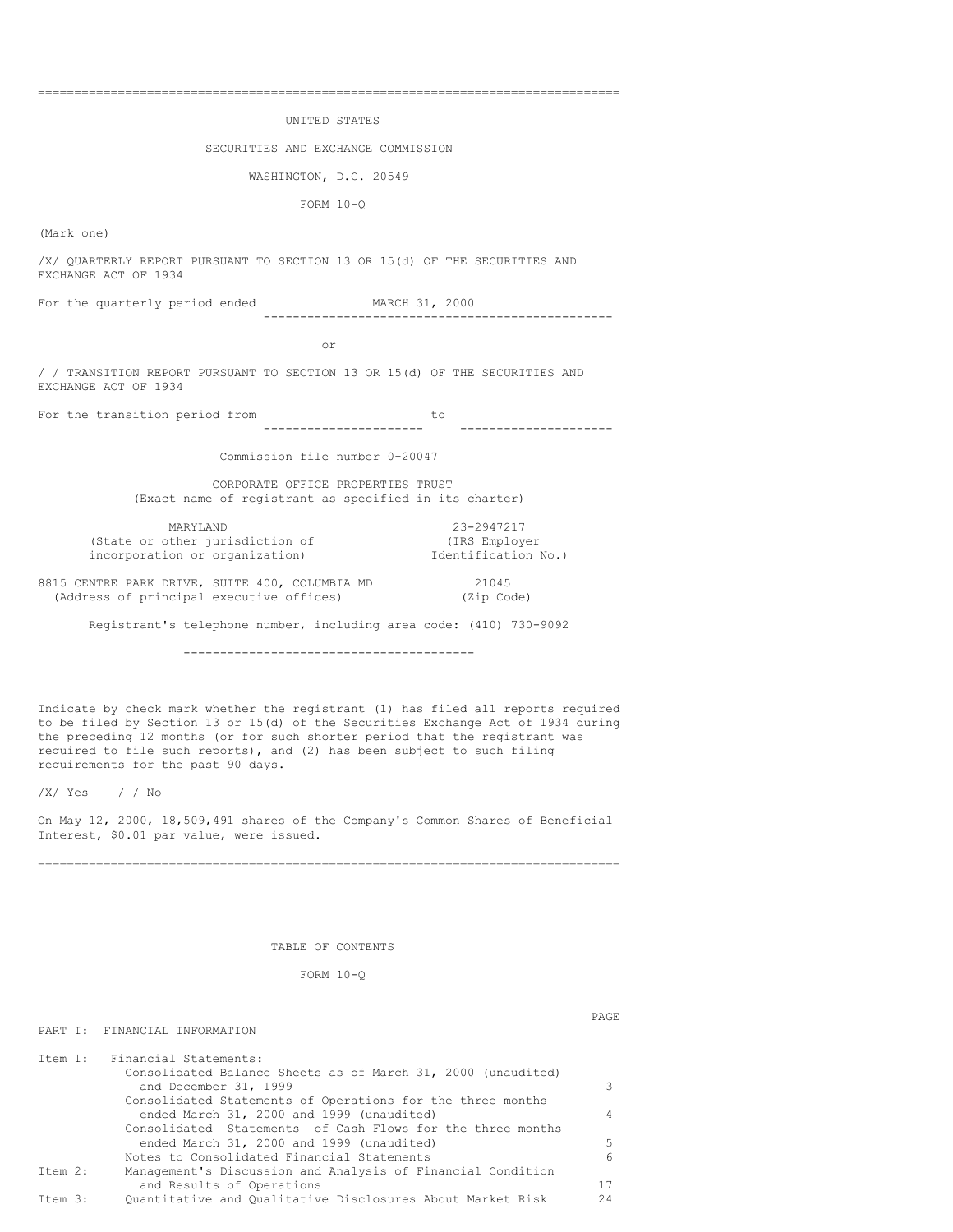UNITED STATES

SECURITIES AND EXCHANGE COMMISSION

WASHINGTON, D.C. 20549

FORM 10-Q

(Mark one)

/X/ QUARTERLY REPORT PURSUANT TO SECTION 13 OR 15(d) OF THE SECURITIES AND EXCHANGE ACT OF 1934

For the quarterly period ended MARCH 31, 2000

or

/ / TRANSITION REPORT PURSUANT TO SECTION 13 OR 15(d) OF THE SECURITIES AND EXCHANGE ACT OF 1934

For the transition period from ____________________ to ____________________

Commission file number 0-20047

CORPORATE OFFICE PROPERTIES TRUST
(Exact name of registrant as specified in its charter)

| | |
|---|---|
| MARYLAND | 23-2947217 |
| (State or other jurisdiction of incorporation or organization) | (IRS Employer Identification No.) |
| 8815 CENTRE PARK DRIVE, SUITE 400, COLUMBIA MD | 21045 |
| (Address of principal executive offices) | (Zip Code) |

Registrant's telephone number, including area code: (410) 730-9092

Indicate by check mark whether the registrant (1) has filed all reports required to be filed by Section 13 or 15(d) of the Securities Exchange Act of 1934 during the preceding 12 months (or for such shorter period that the registrant was required to file such reports), and (2) has been subject to such filing requirements for the past 90 days.

/X/ Yes / / No

On May 12, 2000, 18,509,491 shares of the Company's Common Shares of Beneficial Interest, $0.01 par value, were issued.

TABLE OF CONTENTS

FORM 10-Q

| | | PAGE |
|---|---|---|
| PART I: | FINANCIAL INFORMATION | |
| Item 1: | Financial Statements: | |
| | Consolidated Balance Sheets as of March 31, 2000 (unaudited) and December 31, 1999 | 3 |
| | Consolidated Statements of Operations for the three months ended March 31, 2000 and 1999 (unaudited) | 4 |
| | Consolidated Statements of Cash Flows for the three months ended March 31, 2000 and 1999 (unaudited) | 5 |
| | Notes to Consolidated Financial Statements | 6 |
| Item 2: | Management's Discussion and Analysis of Financial Condition and Results of Operations | 17 |
| Item 3: | Quantitative and Qualitative Disclosures About Market Risk | 24 |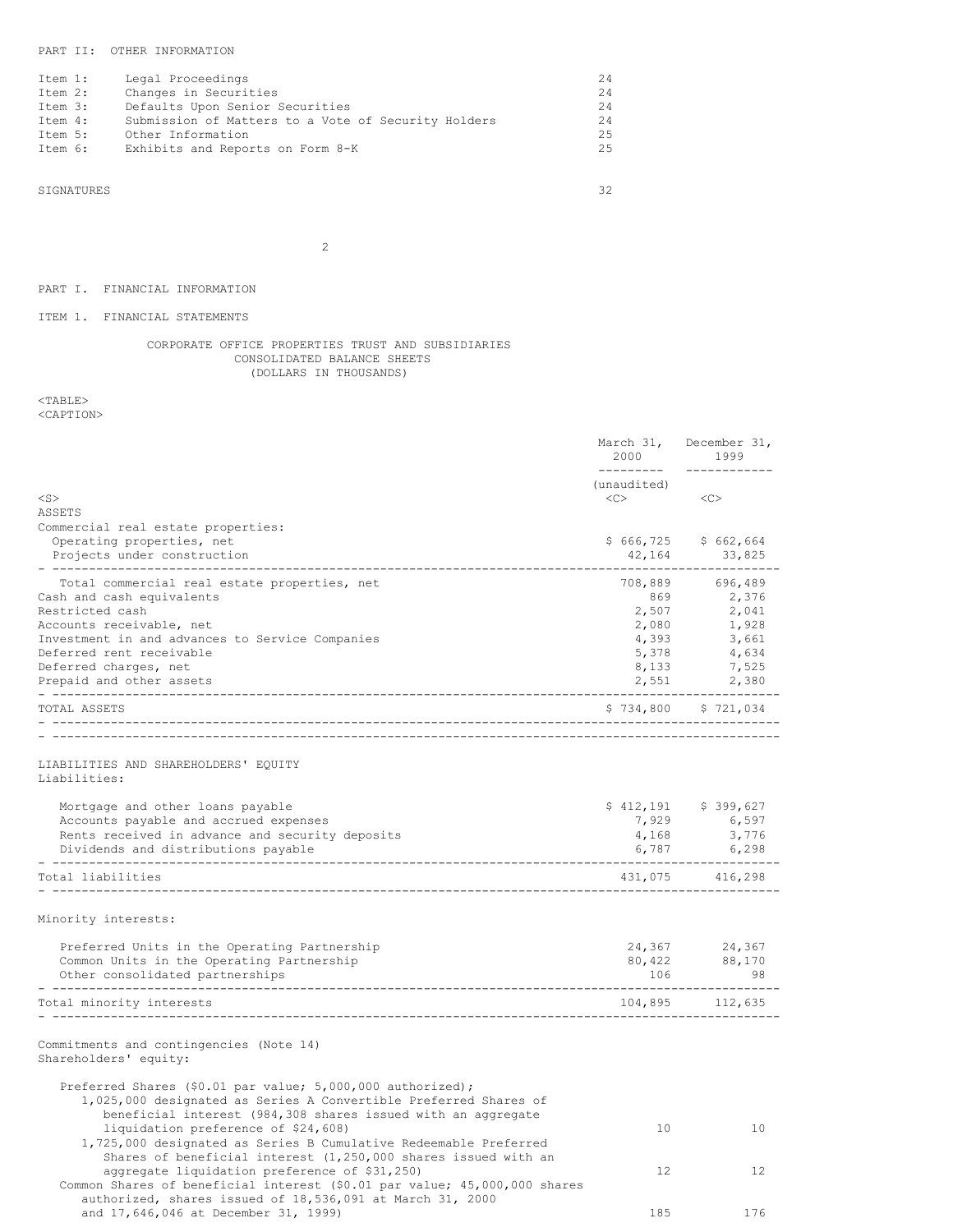PART II: OTHER INFORMATION

| | | |
|---|---|---|
| Item 1: | Legal Proceedings | 24 |
| Item 2: | Changes in Securities | 24 |
| Item 3: | Defaults Upon Senior Securities | 24 |
| Item 4: | Submission of Matters to a Vote of Security Holders | 24 |
| Item 5: | Other Information | 25 |
| Item 6: | Exhibits and Reports on Form 8-K | 25 |

SIGNATURES 32

# PART I. FINANCIAL INFORMATION

## ITEM 1. FINANCIAL STATEMENTS

CORPORATE OFFICE PROPERTIES TRUST AND SUBSIDIARIES
CONSOLIDATED BALANCE SHEETS
(DOLLARS IN THOUSANDS)

| | March 31, 2000 (unaudited) | December 31, 1999 |
|---|---|---|
| **ASSETS** | | |
| Commercial real estate properties: | | |
| Operating properties, net | $ 666,725 | $ 662,664 |
| Projects under construction | 42,164 | 33,825 |
| Total commercial real estate properties, net | 708,889 | 696,489 |
| Cash and cash equivalents | 869 | 2,376 |
| Restricted cash | 2,507 | 2,041 |
| Accounts receivable, net | 2,080 | 1,928 |
| Investment in and advances to Service Companies | 4,393 | 3,661 |
| Deferred rent receivable | 5,378 | 4,634 |
| Deferred charges, net | 8,133 | 7,525 |
| Prepaid and other assets | 2,551 | 2,380 |
| TOTAL ASSETS | $ 734,800 | $ 721,034 |
| **LIABILITIES AND SHAREHOLDERS' EQUITY** | | |
| Liabilities: | | |
| Mortgage and other loans payable | $ 412,191 | $ 399,627 |
| Accounts payable and accrued expenses | 7,929 | 6,597 |
| Rents received in advance and security deposits | 4,168 | 3,776 |
| Dividends and distributions payable | 6,787 | 6,298 |
| Total liabilities | 431,075 | 416,298 |
| Minority interests: | | |
| Preferred Units in the Operating Partnership | 24,367 | 24,367 |
| Common Units in the Operating Partnership | 80,422 | 88,170 |
| Other consolidated partnerships | 106 | 98 |
| Total minority interests | 104,895 | 112,635 |
| Commitments and contingencies (Note 14) | | |
| Shareholders' equity: | | |
| Preferred Shares ($0.01 par value; 5,000,000 authorized); 1,025,000 designated as Series A Convertible Preferred Shares of beneficial interest (984,308 shares issued with an aggregate liquidation preference of $24,608) | 10 | 10 |
| 1,725,000 designated as Series B Cumulative Redeemable Preferred Shares of beneficial interest (1,250,000 shares issued with an aggregate liquidation preference of $31,250) | 12 | 12 |
| Common Shares of beneficial interest ($0.01 par value; 45,000,000 shares authorized, shares issued of 18,536,091 at March 31, 2000 and 17,646,046 at December 31, 1999) | 185 | 176 |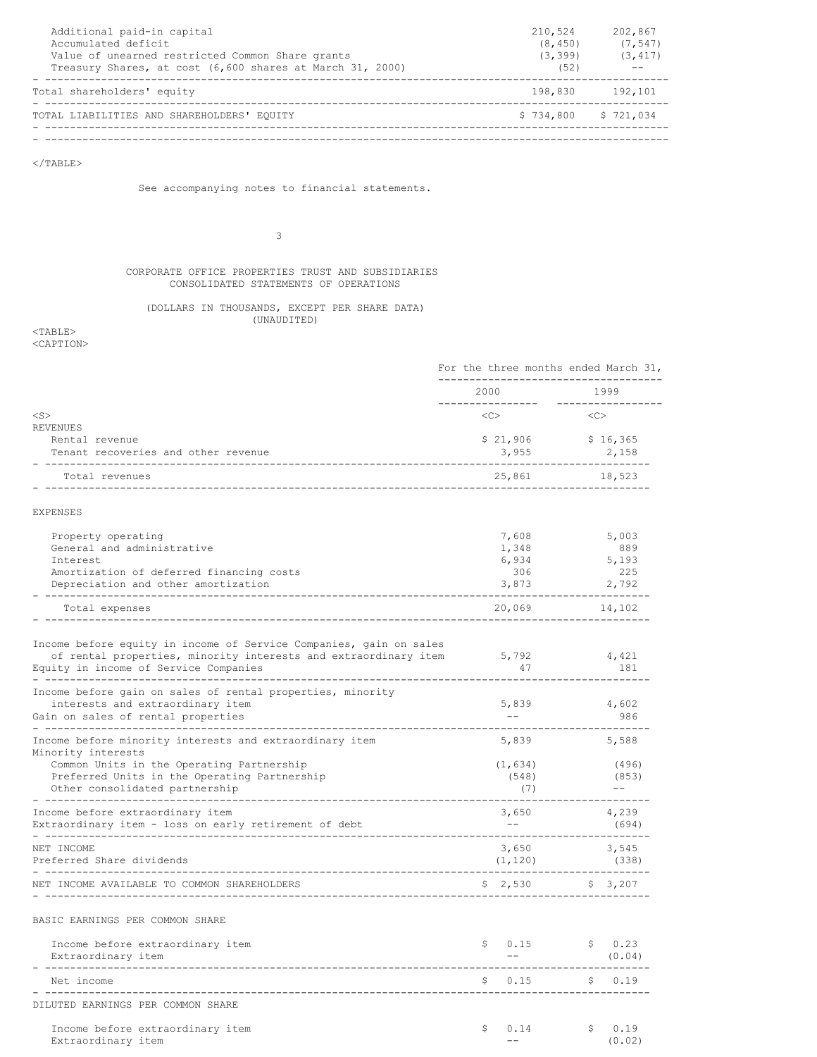| | | |
|---|---|---|
| Additional paid-in capital | 210,524 | 202,867 |
| Accumulated deficit | (8,450) | (7,547) |
| Value of unearned restricted Common Share grants | (3,399) | (3,417) |
| Treasury Shares, at cost (6,600 shares at March 31, 2000) | (52) | -- |
| Total shareholders' equity | 198,830 | 192,101 |
| TOTAL LIABILITIES AND SHAREHOLDERS' EQUITY | $ 734,800 | $ 721,034 |

See accompanying notes to financial statements.

## CORPORATE OFFICE PROPERTIES TRUST AND SUBSIDIARIES
## CONSOLIDATED STATEMENTS OF OPERATIONS

(DOLLARS IN THOUSANDS, EXCEPT PER SHARE DATA)
(UNAUDITED)

| | For the three months ended March 31, | |
|---|---|---|
| | 2000 | 1999 |
| **REVENUES** | | |
| Rental revenue | $ 21,906 | $ 16,365 |
| Tenant recoveries and other revenue | 3,955 | 2,158 |
| Total revenues | 25,861 | 18,523 |
| **EXPENSES** | | |
| Property operating | 7,608 | 5,003 |
| General and administrative | 1,348 | 889 |
| Interest | 6,934 | 5,193 |
| Amortization of deferred financing costs | 306 | 225 |
| Depreciation and other amortization | 3,873 | 2,792 |
| Total expenses | 20,069 | 14,102 |
| Income before equity in income of Service Companies, gain on sales of rental properties, minority interests and extraordinary item | 5,792 | 4,421 |
| Equity in income of Service Companies | 47 | 181 |
| Income before gain on sales of rental properties, minority interests and extraordinary item | 5,839 | 4,602 |
| Gain on sales of rental properties | -- | 986 |
| Income before minority interests and extraordinary item | 5,839 | 5,588 |
| Minority interests | | |
| Common Units in the Operating Partnership | (1,634) | (496) |
| Preferred Units in the Operating Partnership | (548) | (853) |
| Other consolidated partnership | (7) | -- |
| Income before extraordinary item | 3,650 | 4,239 |
| Extraordinary item - loss on early retirement of debt | -- | (694) |
| NET INCOME | 3,650 | 3,545 |
| Preferred Share dividends | (1,120) | (338) |
| NET INCOME AVAILABLE TO COMMON SHAREHOLDERS | $ 2,530 | $ 3,207 |
| **BASIC EARNINGS PER COMMON SHARE** | | |
| Income before extraordinary item | $ 0.15 | $ 0.23 |
| Extraordinary item | -- | (0.04) |
| Net income | $ 0.15 | $ 0.19 |
| **DILUTED EARNINGS PER COMMON SHARE** | | |
| Income before extraordinary item | $ 0.14 | $ 0.19 |
| Extraordinary item | -- | (0.02) |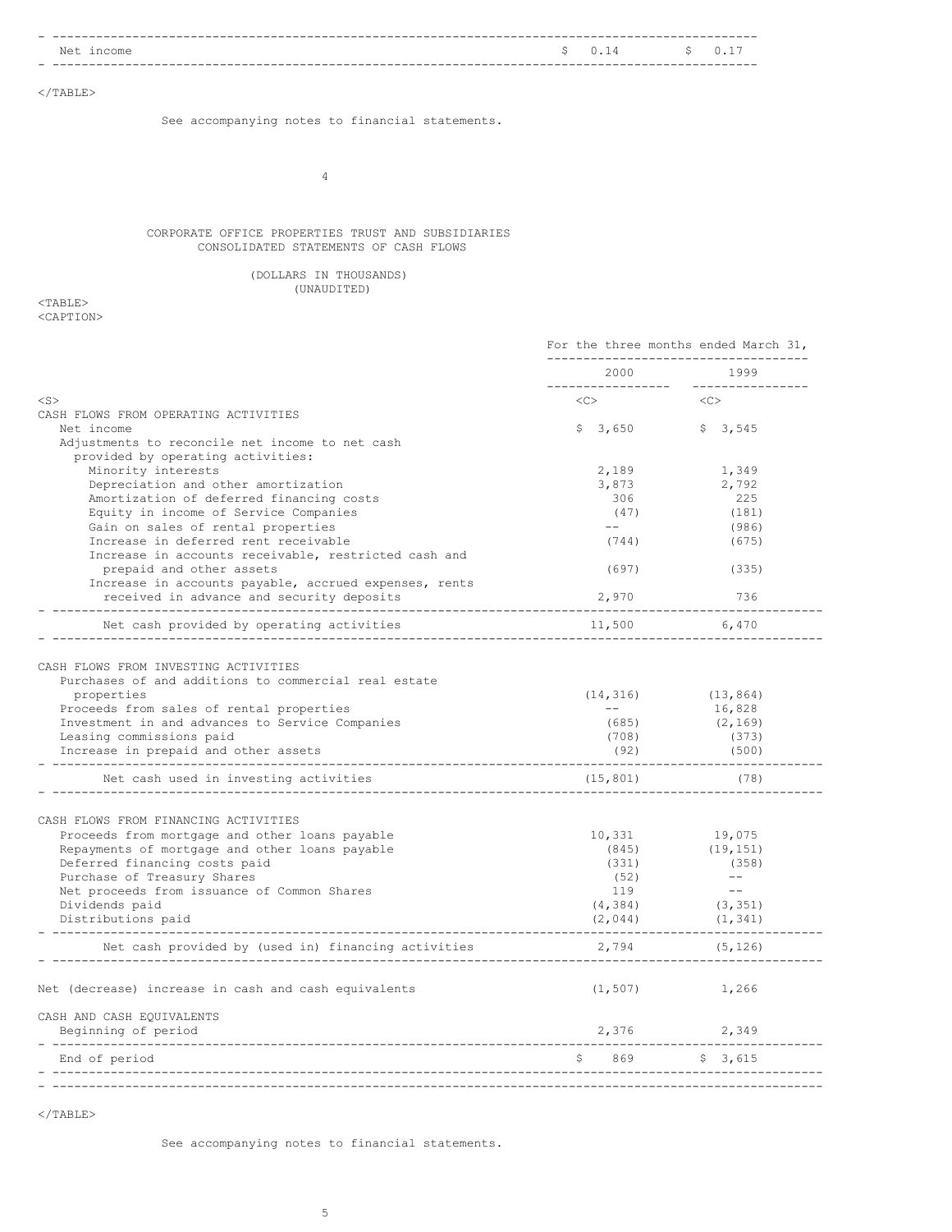| | | |
|---|---|---|
| Net income | $ 0.14 | $ 0.17 |

See accompanying notes to financial statements.

CORPORATE OFFICE PROPERTIES TRUST AND SUBSIDIARIES
CONSOLIDATED STATEMENTS OF CASH FLOWS

(DOLLARS IN THOUSANDS)
(UNAUDITED)

| | For the three months ended March 31, | |
|---|---|---|
| | 2000 | 1999 |
| CASH FLOWS FROM OPERATING ACTIVITIES | | |
| Net income | $ 3,650 | $ 3,545 |
| Adjustments to reconcile net income to net cash provided by operating activities: | | |
| Minority interests | 2,189 | 1,349 |
| Depreciation and other amortization | 3,873 | 2,792 |
| Amortization of deferred financing costs | 306 | 225 |
| Equity in income of Service Companies | (47) | (181) |
| Gain on sales of rental properties | -- | (986) |
| Increase in deferred rent receivable | (744) | (675) |
| Increase in accounts receivable, restricted cash and prepaid and other assets | (697) | (335) |
| Increase in accounts payable, accrued expenses, rents received in advance and security deposits | 2,970 | 736 |
| Net cash provided by operating activities | 11,500 | 6,470 |
| CASH FLOWS FROM INVESTING ACTIVITIES | | |
| Purchases of and additions to commercial real estate properties | (14,316) | (13,864) |
| Proceeds from sales of rental properties | -- | 16,828 |
| Investment in and advances to Service Companies | (685) | (2,169) |
| Leasing commissions paid | (708) | (373) |
| Increase in prepaid and other assets | (92) | (500) |
| Net cash used in investing activities | (15,801) | (78) |
| CASH FLOWS FROM FINANCING ACTIVITIES | | |
| Proceeds from mortgage and other loans payable | 10,331 | 19,075 |
| Repayments of mortgage and other loans payable | (845) | (19,151) |
| Deferred financing costs paid | (331) | (358) |
| Purchase of Treasury Shares | (52) | -- |
| Net proceeds from issuance of Common Shares | 119 | -- |
| Dividends paid | (4,384) | (3,351) |
| Distributions paid | (2,044) | (1,341) |
| Net cash provided by (used in) financing activities | 2,794 | (5,126) |
| Net (decrease) increase in cash and cash equivalents | (1,507) | 1,266 |
| CASH AND CASH EQUIVALENTS | | |
| Beginning of period | 2,376 | 2,349 |
| End of period | $ 869 | $ 3,615 |

See accompanying notes to financial statements.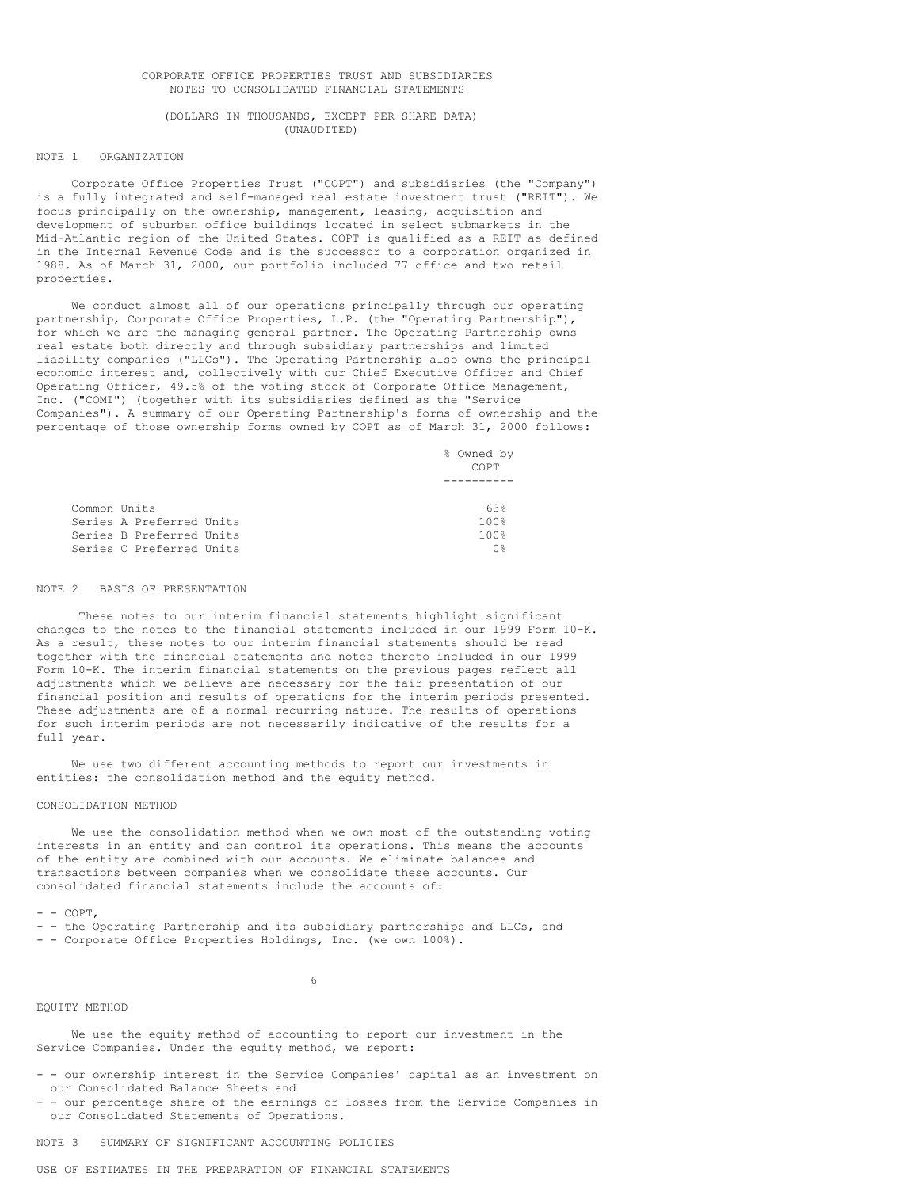CORPORATE OFFICE PROPERTIES TRUST AND SUBSIDIARIES
NOTES TO CONSOLIDATED FINANCIAL STATEMENTS

(DOLLARS IN THOUSANDS, EXCEPT PER SHARE DATA)
(UNAUDITED)

## NOTE 1 ORGANIZATION

Corporate Office Properties Trust ("COPT") and subsidiaries (the "Company") is a fully integrated and self-managed real estate investment trust ("REIT"). We focus principally on the ownership, management, leasing, acquisition and development of suburban office buildings located in select submarkets in the Mid-Atlantic region of the United States. COPT is qualified as a REIT as defined in the Internal Revenue Code and is the successor to a corporation organized in 1988. As of March 31, 2000, our portfolio included 77 office and two retail properties.

We conduct almost all of our operations principally through our operating partnership, Corporate Office Properties, L.P. (the "Operating Partnership"), for which we are the managing general partner. The Operating Partnership owns real estate both directly and through subsidiary partnerships and limited liability companies ("LLCs"). The Operating Partnership also owns the principal economic interest and, collectively with our Chief Executive Officer and Chief Operating Officer, 49.5% of the voting stock of Corporate Office Management, Inc. ("COMI") (together with its subsidiaries defined as the "Service Companies"). A summary of our Operating Partnership's forms of ownership and the percentage of those ownership forms owned by COPT as of March 31, 2000 follows:

| | % Owned by COPT |
|---|---|
| Common Units | 63% |
| Series A Preferred Units | 100% |
| Series B Preferred Units | 100% |
| Series C Preferred Units | 0% |

## NOTE 2 BASIS OF PRESENTATION

These notes to our interim financial statements highlight significant changes to the notes to the financial statements included in our 1999 Form 10-K. As a result, these notes to our interim financial statements should be read together with the financial statements and notes thereto included in our 1999 Form 10-K. The interim financial statements on the previous pages reflect all adjustments which we believe are necessary for the fair presentation of our financial position and results of operations for the interim periods presented. These adjustments are of a normal recurring nature. The results of operations for such interim periods are not necessarily indicative of the results for a full year.

We use two different accounting methods to report our investments in entities: the consolidation method and the equity method.

### CONSOLIDATION METHOD

We use the consolidation method when we own most of the outstanding voting interests in an entity and can control its operations. This means the accounts of the entity are combined with our accounts. We eliminate balances and transactions between companies when we consolidate these accounts. Our consolidated financial statements include the accounts of:

- COPT,
- the Operating Partnership and its subsidiary partnerships and LLCs, and
- Corporate Office Properties Holdings, Inc. (we own 100%).

### EQUITY METHOD

We use the equity method of accounting to report our investment in the Service Companies. Under the equity method, we report:

- our ownership interest in the Service Companies' capital as an investment on our Consolidated Balance Sheets and
- our percentage share of the earnings or losses from the Service Companies in our Consolidated Statements of Operations.

## NOTE 3 SUMMARY OF SIGNIFICANT ACCOUNTING POLICIES

### USE OF ESTIMATES IN THE PREPARATION OF FINANCIAL STATEMENTS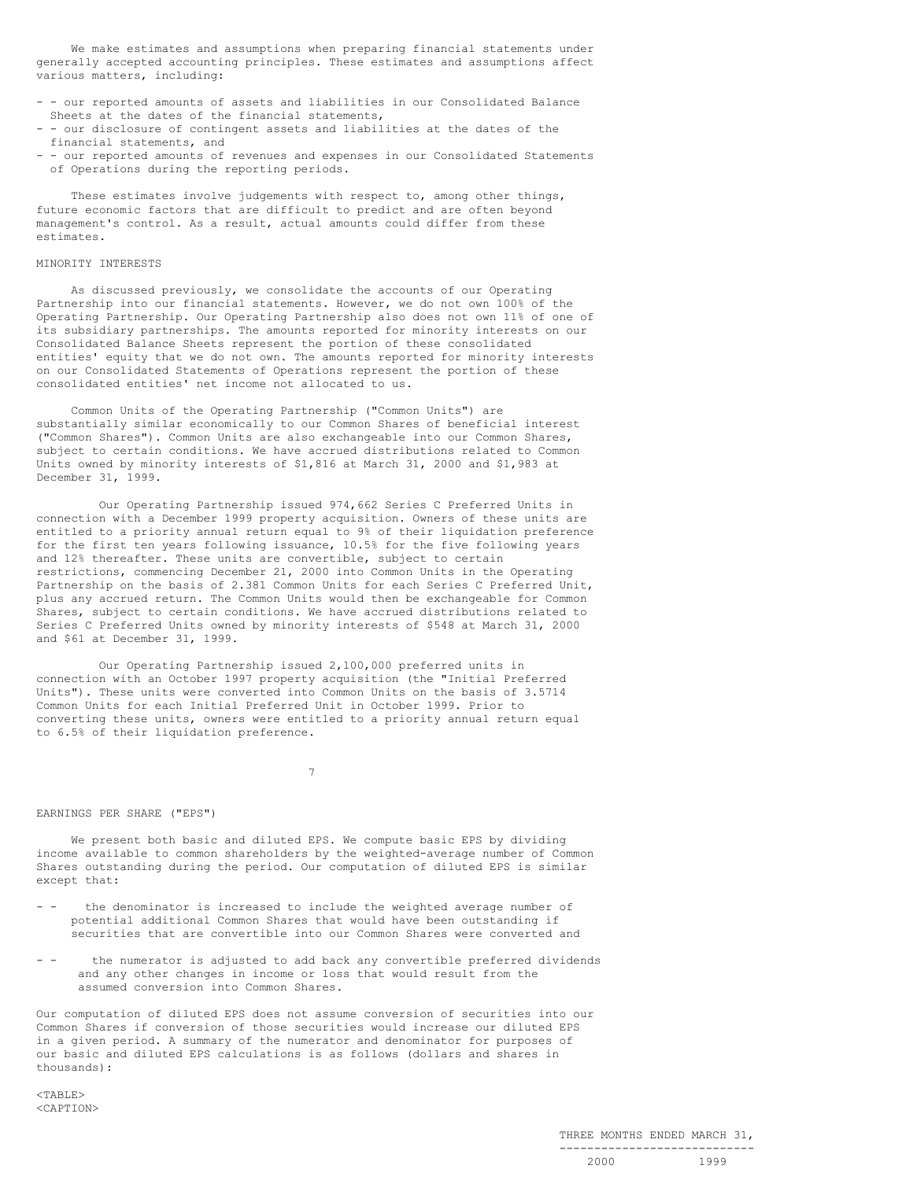We make estimates and assumptions when preparing financial statements under generally accepted accounting principles. These estimates and assumptions affect various matters, including:

- our reported amounts of assets and liabilities in our Consolidated Balance Sheets at the dates of the financial statements,
- our disclosure of contingent assets and liabilities at the dates of the financial statements, and
- our reported amounts of revenues and expenses in our Consolidated Statements of Operations during the reporting periods.

These estimates involve judgements with respect to, among other things, future economic factors that are difficult to predict and are often beyond management's control. As a result, actual amounts could differ from these estimates.

MINORITY INTERESTS

As discussed previously, we consolidate the accounts of our Operating Partnership into our financial statements. However, we do not own 100% of the Operating Partnership. Our Operating Partnership also does not own 11% of one of its subsidiary partnerships. The amounts reported for minority interests on our Consolidated Balance Sheets represent the portion of these consolidated entities' equity that we do not own. The amounts reported for minority interests on our Consolidated Statements of Operations represent the portion of these consolidated entities' net income not allocated to us.

Common Units of the Operating Partnership ("Common Units") are substantially similar economically to our Common Shares of beneficial interest ("Common Shares"). Common Units are also exchangeable into our Common Shares, subject to certain conditions. We have accrued distributions related to Common Units owned by minority interests of $1,816 at March 31, 2000 and $1,983 at December 31, 1999.

Our Operating Partnership issued 974,662 Series C Preferred Units in connection with a December 1999 property acquisition. Owners of these units are entitled to a priority annual return equal to 9% of their liquidation preference for the first ten years following issuance, 10.5% for the five following years and 12% thereafter. These units are convertible, subject to certain restrictions, commencing December 21, 2000 into Common Units in the Operating Partnership on the basis of 2.381 Common Units for each Series C Preferred Unit, plus any accrued return. The Common Units would then be exchangeable for Common Shares, subject to certain conditions. We have accrued distributions related to Series C Preferred Units owned by minority interests of $548 at March 31, 2000 and $61 at December 31, 1999.

Our Operating Partnership issued 2,100,000 preferred units in connection with an October 1997 property acquisition (the "Initial Preferred Units"). These units were converted into Common Units on the basis of 3.5714 Common Units for each Initial Preferred Unit in October 1999. Prior to converting these units, owners were entitled to a priority annual return equal to 6.5% of their liquidation preference.

EARNINGS PER SHARE ("EPS")

We present both basic and diluted EPS. We compute basic EPS by dividing income available to common shareholders by the weighted-average number of Common Shares outstanding during the period. Our computation of diluted EPS is similar except that:

- the denominator is increased to include the weighted average number of potential additional Common Shares that would have been outstanding if securities that are convertible into our Common Shares were converted and
- the numerator is adjusted to add back any convertible preferred dividends and any other changes in income or loss that would result from the assumed conversion into Common Shares.

Our computation of diluted EPS does not assume conversion of securities into our Common Shares if conversion of those securities would increase our diluted EPS in a given period. A summary of the numerator and denominator for purposes of our basic and diluted EPS calculations is as follows (dollars and shares in thousands):

| | THREE MONTHS ENDED MARCH 31, | |
|---|---|---|
| | 2000 | 1999 |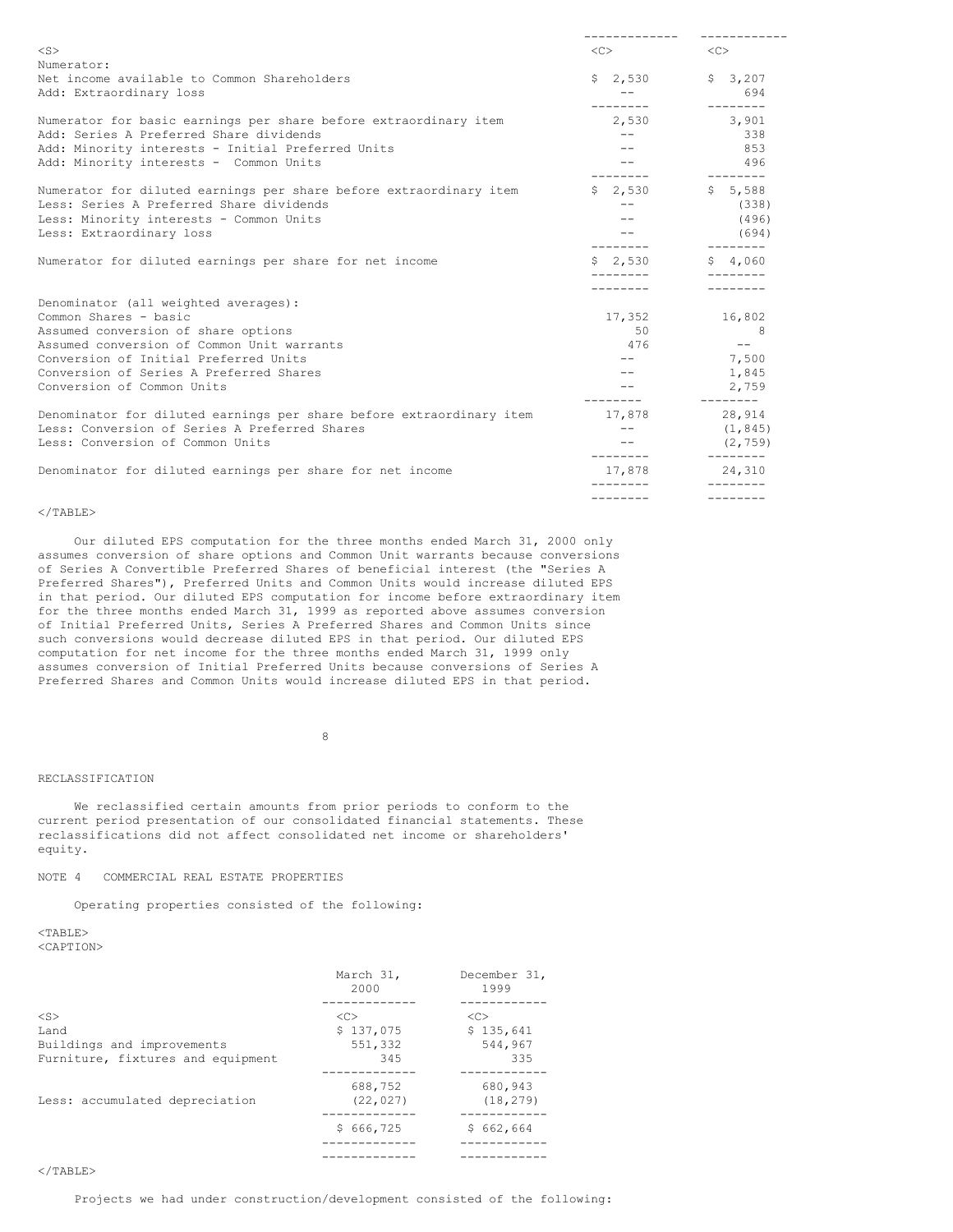| | | |
|---|---|---|
| Numerator: | | |
| Net income available to Common Shareholders | $ 2,530 | $ 3,207 |
| Add: Extraordinary loss | -- | 694 |
| Numerator for basic earnings per share before extraordinary item | 2,530 | 3,901 |
| Add: Series A Preferred Share dividends | -- | 338 |
| Add: Minority interests - Initial Preferred Units | -- | 853 |
| Add: Minority interests - Common Units | -- | 496 |
| Numerator for diluted earnings per share before extraordinary item | $ 2,530 | $ 5,588 |
| Less: Series A Preferred Share dividends | -- | (338) |
| Less: Minority interests - Common Units | -- | (496) |
| Less: Extraordinary loss | -- | (694) |
| Numerator for diluted earnings per share for net income | $ 2,530 | $ 4,060 |
| Denominator (all weighted averages): | | |
| Common Shares - basic | 17,352 | 16,802 |
| Assumed conversion of share options | 50 | 8 |
| Assumed conversion of Common Unit warrants | 476 | -- |
| Conversion of Initial Preferred Units | -- | 7,500 |
| Conversion of Series A Preferred Shares | -- | 1,845 |
| Conversion of Common Units | -- | 2,759 |
| Denominator for diluted earnings per share before extraordinary item | 17,878 | 28,914 |
| Less: Conversion of Series A Preferred Shares | -- | (1,845) |
| Less: Conversion of Common Units | -- | (2,759) |
| Denominator for diluted earnings per share for net income | 17,878 | 24,310 |

Our diluted EPS computation for the three months ended March 31, 2000 only assumes conversion of share options and Common Unit warrants because conversions of Series A Convertible Preferred Shares of beneficial interest (the "Series A Preferred Shares"), Preferred Units and Common Units would increase diluted EPS in that period. Our diluted EPS computation for income before extraordinary item for the three months ended March 31, 1999 as reported above assumes conversion of Initial Preferred Units, Series A Preferred Shares and Common Units since such conversions would decrease diluted EPS in that period. Our diluted EPS computation for net income for the three months ended March 31, 1999 only assumes conversion of Initial Preferred Units because conversions of Series A Preferred Shares and Common Units would increase diluted EPS in that period.

RECLASSIFICATION

We reclassified certain amounts from prior periods to conform to the current period presentation of our consolidated financial statements. These reclassifications did not affect consolidated net income or shareholders' equity.

NOTE 4 COMMERCIAL REAL ESTATE PROPERTIES

Operating properties consisted of the following:

| | March 31, 2000 | December 31, 1999 |
|---|---|---|
| Land | $ 137,075 | $ 135,641 |
| Buildings and improvements | 551,332 | 544,967 |
| Furniture, fixtures and equipment | 345 | 335 |
| | 688,752 | 680,943 |
| Less: accumulated depreciation | (22,027) | (18,279) |
| | $ 666,725 | $ 662,664 |

Projects we had under construction/development consisted of the following: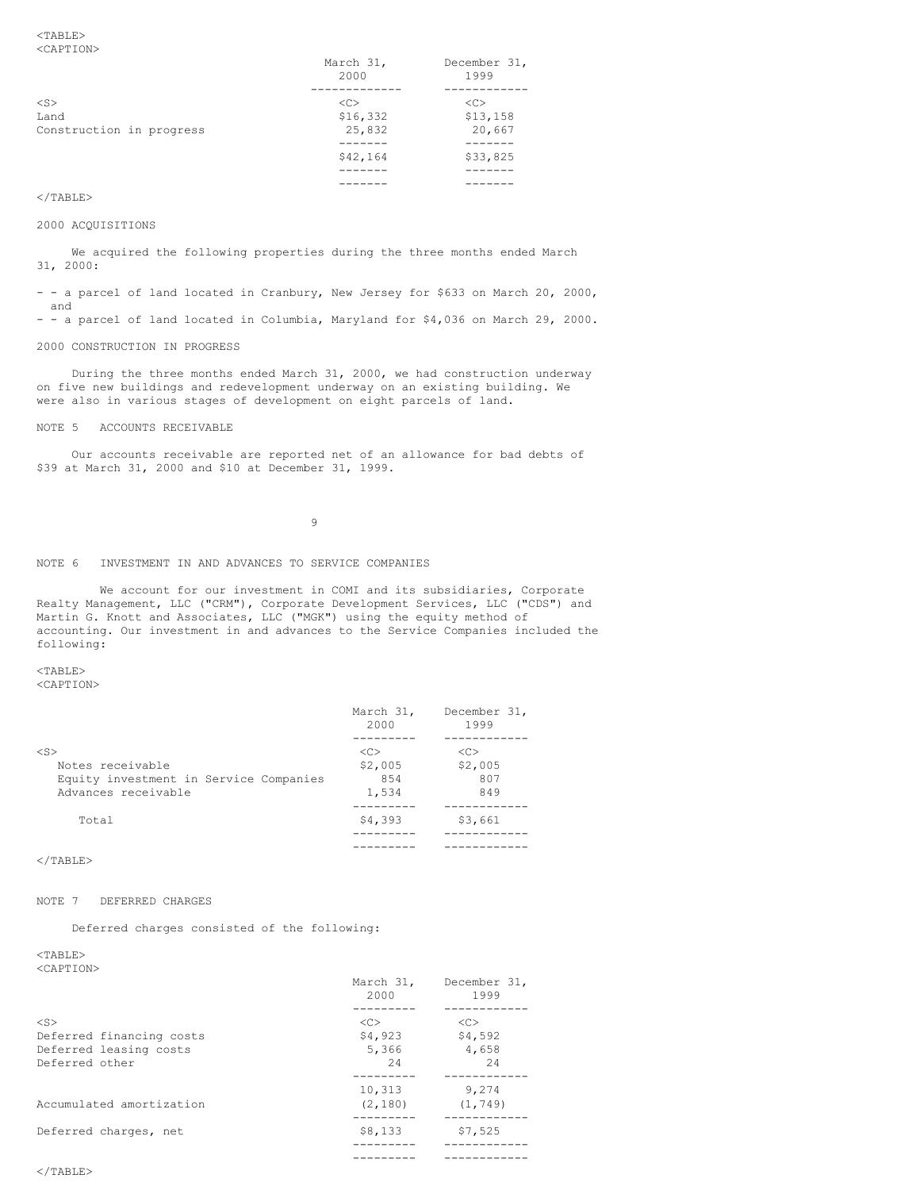| | March 31, 2000 | December 31, 1999 |
|---|---|---|
| Land | $16,332 | $13,158 |
| Construction in progress | 25,832 | 20,667 |
| | $42,164 | $33,825 |

### 2000 ACQUISITIONS

We acquired the following properties during the three months ended March 31, 2000:

- a parcel of land located in Cranbury, New Jersey for $633 on March 20, 2000, and
- a parcel of land located in Columbia, Maryland for $4,036 on March 29, 2000.

### 2000 CONSTRUCTION IN PROGRESS

During the three months ended March 31, 2000, we had construction underway on five new buildings and redevelopment underway on an existing building. We were also in various stages of development on eight parcels of land.

## NOTE 5 ACCOUNTS RECEIVABLE

Our accounts receivable are reported net of an allowance for bad debts of $39 at March 31, 2000 and $10 at December 31, 1999.

## NOTE 6 INVESTMENT IN AND ADVANCES TO SERVICE COMPANIES

We account for our investment in COMI and its subsidiaries, Corporate Realty Management, LLC ("CRM"), Corporate Development Services, LLC ("CDS") and Martin G. Knott and Associates, LLC ("MGK") using the equity method of accounting. Our investment in and advances to the Service Companies included the following:

| | March 31, 2000 | December 31, 1999 |
|---|---|---|
| Notes receivable | $2,005 | $2,005 |
| Equity investment in Service Companies | 854 | 807 |
| Advances receivable | 1,534 | 849 |
| Total | $4,393 | $3,661 |

## NOTE 7 DEFERRED CHARGES

Deferred charges consisted of the following:

| | March 31, 2000 | December 31, 1999 |
|---|---|---|
| Deferred financing costs | $4,923 | $4,592 |
| Deferred leasing costs | 5,366 | 4,658 |
| Deferred other | 24 | 24 |
| | 10,313 | 9,274 |
| Accumulated amortization | (2,180) | (1,749) |
| Deferred charges, net | $8,133 | $7,525 |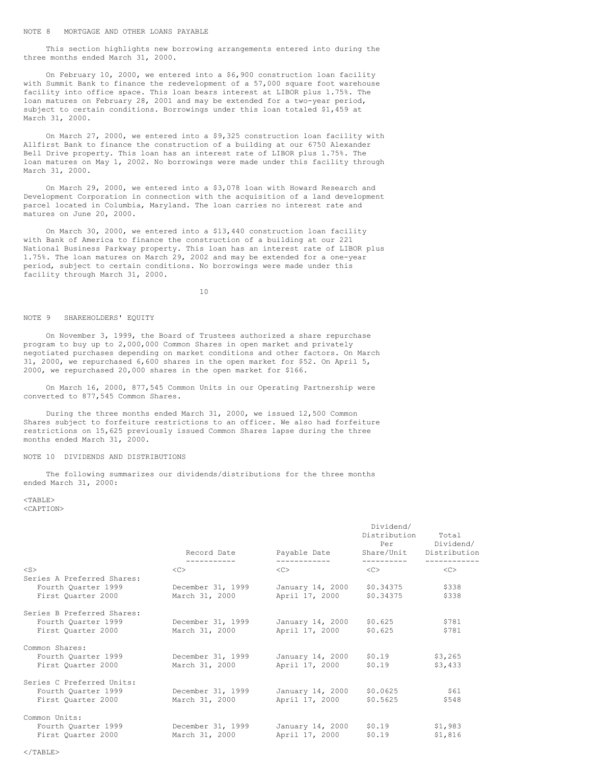## NOTE 8 MORTGAGE AND OTHER LOANS PAYABLE

This section highlights new borrowing arrangements entered into during the three months ended March 31, 2000.

On February 10, 2000, we entered into a $6,900 construction loan facility with Summit Bank to finance the redevelopment of a 57,000 square foot warehouse facility into office space. This loan bears interest at LIBOR plus 1.75%. The loan matures on February 28, 2001 and may be extended for a two-year period, subject to certain conditions. Borrowings under this loan totaled $1,459 at March 31, 2000.

On March 27, 2000, we entered into a $9,325 construction loan facility with Allfirst Bank to finance the construction of a building at our 6750 Alexander Bell Drive property. This loan has an interest rate of LIBOR plus 1.75%. The loan matures on May 1, 2002. No borrowings were made under this facility through March 31, 2000.

On March 29, 2000, we entered into a $3,078 loan with Howard Research and Development Corporation in connection with the acquisition of a land development parcel located in Columbia, Maryland. The loan carries no interest rate and matures on June 20, 2000.

On March 30, 2000, we entered into a $13,440 construction loan facility with Bank of America to finance the construction of a building at our 221 National Business Parkway property. This loan has an interest rate of LIBOR plus 1.75%. The loan matures on March 29, 2002 and may be extended for a one-year period, subject to certain conditions. No borrowings were made under this facility through March 31, 2000.

## NOTE 9 SHAREHOLDERS' EQUITY

On November 3, 1999, the Board of Trustees authorized a share repurchase program to buy up to 2,000,000 Common Shares in open market and privately negotiated purchases depending on market conditions and other factors. On March 31, 2000, we repurchased 6,600 shares in the open market for $52. On April 5, 2000, we repurchased 20,000 shares in the open market for $166.

On March 16, 2000, 877,545 Common Units in our Operating Partnership were converted to 877,545 Common Shares.

During the three months ended March 31, 2000, we issued 12,500 Common Shares subject to forfeiture restrictions to an officer. We also had forfeiture restrictions on 15,625 previously issued Common Shares lapse during the three months ended March 31, 2000.

## NOTE 10 DIVIDENDS AND DISTRIBUTIONS

The following summarizes our dividends/distributions for the three months ended March 31, 2000:

| | Record Date | Payable Date | Dividend/ Distribution Per Share/Unit | Total Dividend/ Distribution |
|---|---|---|---|---|
| Series A Preferred Shares: | | | | |
| Fourth Quarter 1999 | December 31, 1999 | January 14, 2000 | $0.34375 | $338 |
| First Quarter 2000 | March 31, 2000 | April 17, 2000 | $0.34375 | $338 |
| Series B Preferred Shares: | | | | |
| Fourth Quarter 1999 | December 31, 1999 | January 14, 2000 | $0.625 | $781 |
| First Quarter 2000 | March 31, 2000 | April 17, 2000 | $0.625 | $781 |
| Common Shares: | | | | |
| Fourth Quarter 1999 | December 31, 1999 | January 14, 2000 | $0.19 | $3,265 |
| First Quarter 2000 | March 31, 2000 | April 17, 2000 | $0.19 | $3,433 |
| Series C Preferred Units: | | | | |
| Fourth Quarter 1999 | December 31, 1999 | January 14, 2000 | $0.0625 | $61 |
| First Quarter 2000 | March 31, 2000 | April 17, 2000 | $0.5625 | $548 |
| Common Units: | | | | |
| Fourth Quarter 1999 | December 31, 1999 | January 14, 2000 | $0.19 | $1,983 |
| First Quarter 2000 | March 31, 2000 | April 17, 2000 | $0.19 | $1,816 |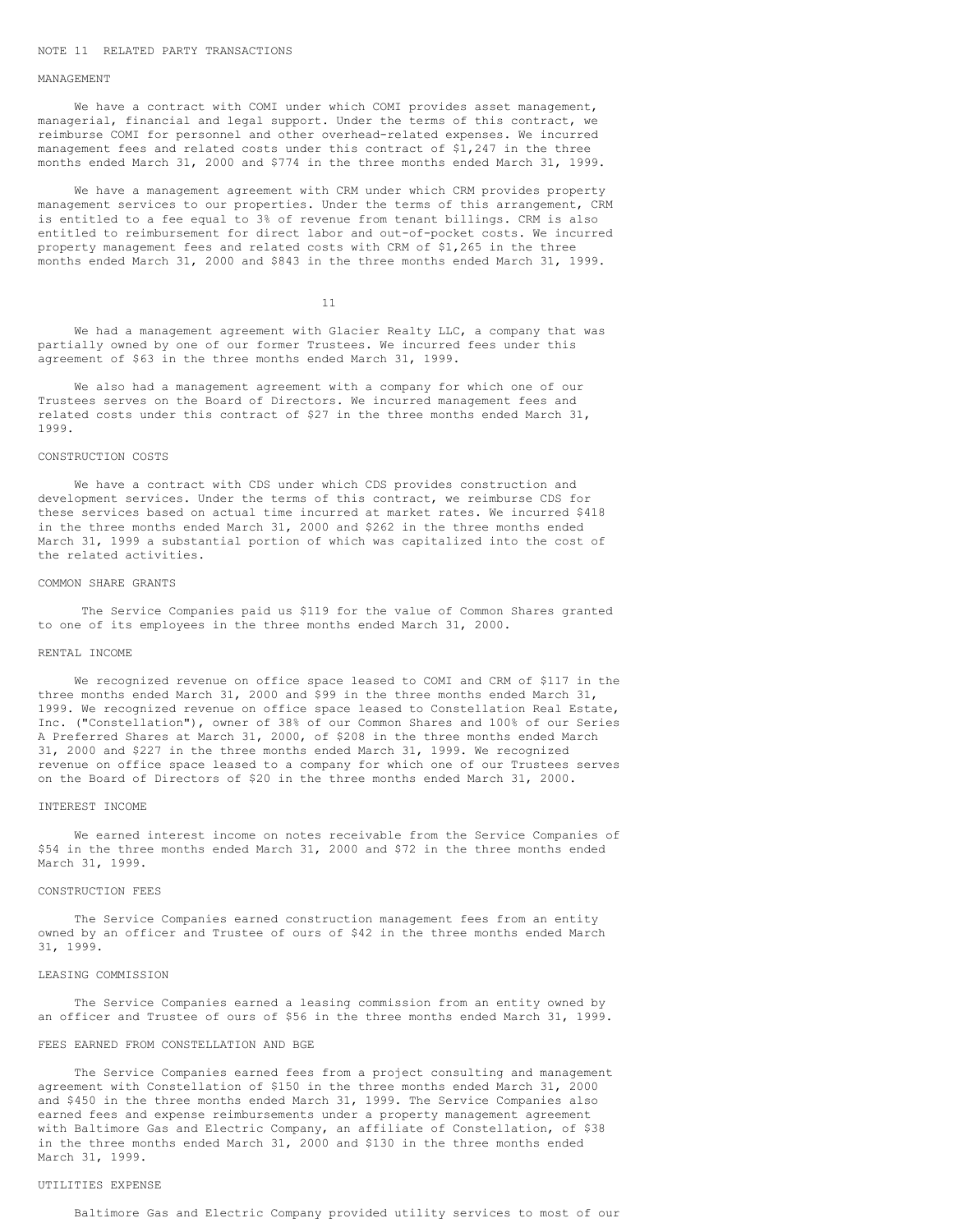## NOTE 11 RELATED PARTY TRANSACTIONS

### MANAGEMENT

We have a contract with COMI under which COMI provides asset management, managerial, financial and legal support. Under the terms of this contract, we reimburse COMI for personnel and other overhead-related expenses. We incurred management fees and related costs under this contract of $1,247 in the three months ended March 31, 2000 and $774 in the three months ended March 31, 1999.

We have a management agreement with CRM under which CRM provides property management services to our properties. Under the terms of this arrangement, CRM is entitled to a fee equal to 3% of revenue from tenant billings. CRM is also entitled to reimbursement for direct labor and out-of-pocket costs. We incurred property management fees and related costs with CRM of $1,265 in the three months ended March 31, 2000 and $843 in the three months ended March 31, 1999.

We had a management agreement with Glacier Realty LLC, a company that was partially owned by one of our former Trustees. We incurred fees under this agreement of $63 in the three months ended March 31, 1999.

We also had a management agreement with a company for which one of our Trustees serves on the Board of Directors. We incurred management fees and related costs under this contract of $27 in the three months ended March 31, 1999.

### CONSTRUCTION COSTS

We have a contract with CDS under which CDS provides construction and development services. Under the terms of this contract, we reimburse CDS for these services based on actual time incurred at market rates. We incurred $418 in the three months ended March 31, 2000 and $262 in the three months ended March 31, 1999 a substantial portion of which was capitalized into the cost of the related activities.

### COMMON SHARE GRANTS

The Service Companies paid us $119 for the value of Common Shares granted to one of its employees in the three months ended March 31, 2000.

### RENTAL INCOME

We recognized revenue on office space leased to COMI and CRM of $117 in the three months ended March 31, 2000 and $99 in the three months ended March 31, 1999. We recognized revenue on office space leased to Constellation Real Estate, Inc. ("Constellation"), owner of 38% of our Common Shares and 100% of our Series A Preferred Shares at March 31, 2000, of $208 in the three months ended March 31, 2000 and $227 in the three months ended March 31, 1999. We recognized revenue on office space leased to a company for which one of our Trustees serves on the Board of Directors of $20 in the three months ended March 31, 2000.

### INTEREST INCOME

We earned interest income on notes receivable from the Service Companies of $54 in the three months ended March 31, 2000 and $72 in the three months ended March 31, 1999.

### CONSTRUCTION FEES

The Service Companies earned construction management fees from an entity owned by an officer and Trustee of ours of $42 in the three months ended March 31, 1999.

### LEASING COMMISSION

The Service Companies earned a leasing commission from an entity owned by an officer and Trustee of ours of $56 in the three months ended March 31, 1999.

### FEES EARNED FROM CONSTELLATION AND BGE

The Service Companies earned fees from a project consulting and management agreement with Constellation of $150 in the three months ended March 31, 2000 and $450 in the three months ended March 31, 1999. The Service Companies also earned fees and expense reimbursements under a property management agreement with Baltimore Gas and Electric Company, an affiliate of Constellation, of $38 in the three months ended March 31, 2000 and $130 in the three months ended March 31, 1999.

### UTILITIES EXPENSE

Baltimore Gas and Electric Company provided utility services to most of our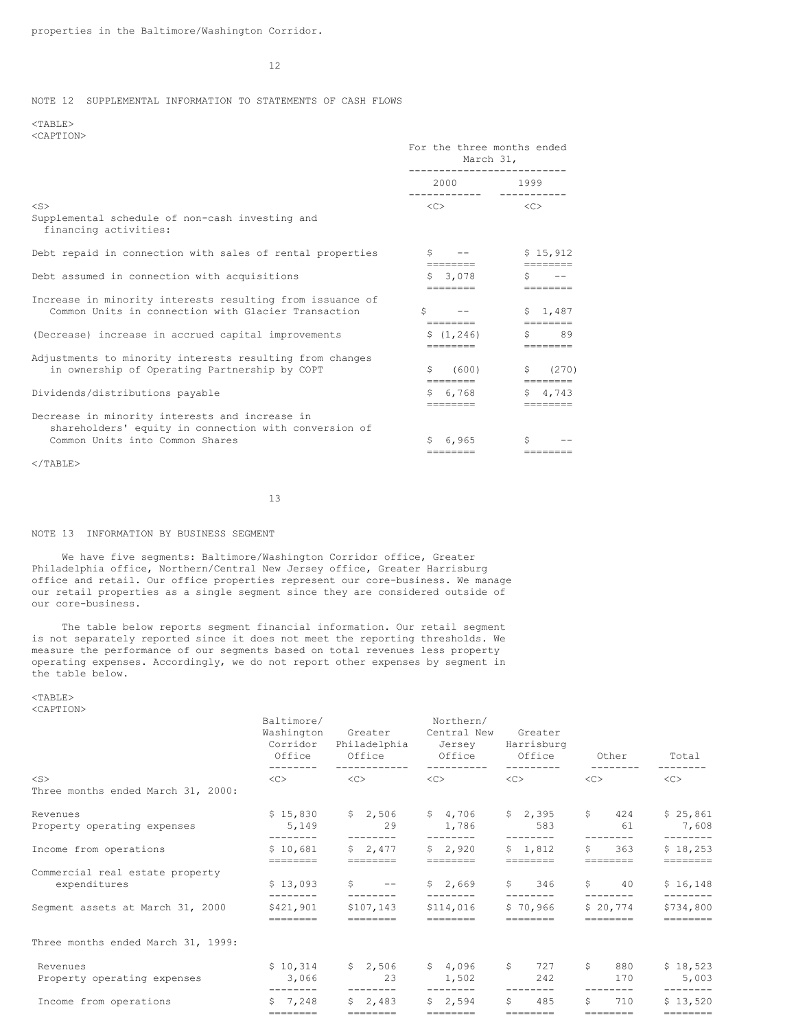properties in the Baltimore/Washington Corridor.

## NOTE 12 SUPPLEMENTAL INFORMATION TO STATEMENTS OF CASH FLOWS

| | For the three months ended March 31, 2000 | 1999 |
|---|---|---|
| Supplemental schedule of non-cash investing and financing activities: | | |
| Debt repaid in connection with sales of rental properties | $ -- | $ 15,912 |
| Debt assumed in connection with acquisitions | $ 3,078 | $ -- |
| Increase in minority interests resulting from issuance of Common Units in connection with Glacier Transaction | $ -- | $ 1,487 |
| (Decrease) increase in accrued capital improvements | $ (1,246) | $ 89 |
| Adjustments to minority interests resulting from changes in ownership of Operating Partnership by COPT | $ (600) | $ (270) |
| Dividends/distributions payable | $ 6,768 | $ 4,743 |
| Decrease in minority interests and increase in shareholders' equity in connection with conversion of Common Units into Common Shares | $ 6,965 | $ -- |

## NOTE 13 INFORMATION BY BUSINESS SEGMENT

We have five segments: Baltimore/Washington Corridor office, Greater Philadelphia office, Northern/Central New Jersey office, Greater Harrisburg office and retail. Our office properties represent our core-business. We manage our retail properties as a single segment since they are considered outside of our core-business.

The table below reports segment financial information. Our retail segment is not separately reported since it does not meet the reporting thresholds. We measure the performance of our segments based on total revenues less property operating expenses. Accordingly, we do not report other expenses by segment in the table below.

| | Baltimore/ Washington Corridor Office | Greater Philadelphia Office | Northern/ Central New Jersey Office | Greater Harrisburg Office | Other | Total |
|---|---|---|---|---|---|---|
| Three months ended March 31, 2000: | | | | | | |
| Revenues | $ 15,830 | $ 2,506 | $ 4,706 | $ 2,395 | $ 424 | $ 25,861 |
| Property operating expenses | 5,149 | 29 | 1,786 | 583 | 61 | 7,608 |
| Income from operations | $ 10,681 | $ 2,477 | $ 2,920 | $ 1,812 | $ 363 | $ 18,253 |
| Commercial real estate property expenditures | $ 13,093 | $ -- | $ 2,669 | $ 346 | $ 40 | $ 16,148 |
| Segment assets at March 31, 2000 | $421,901 | $107,143 | $114,016 | $ 70,966 | $ 20,774 | $734,800 |
| Three months ended March 31, 1999: | | | | | | |
| Revenues | $ 10,314 | $ 2,506 | $ 4,096 | $ 727 | $ 880 | $ 18,523 |
| Property operating expenses | 3,066 | 23 | 1,502 | 242 | 170 | 5,003 |
| Income from operations | $ 7,248 | $ 2,483 | $ 2,594 | $ 485 | $ 710 | $ 13,520 |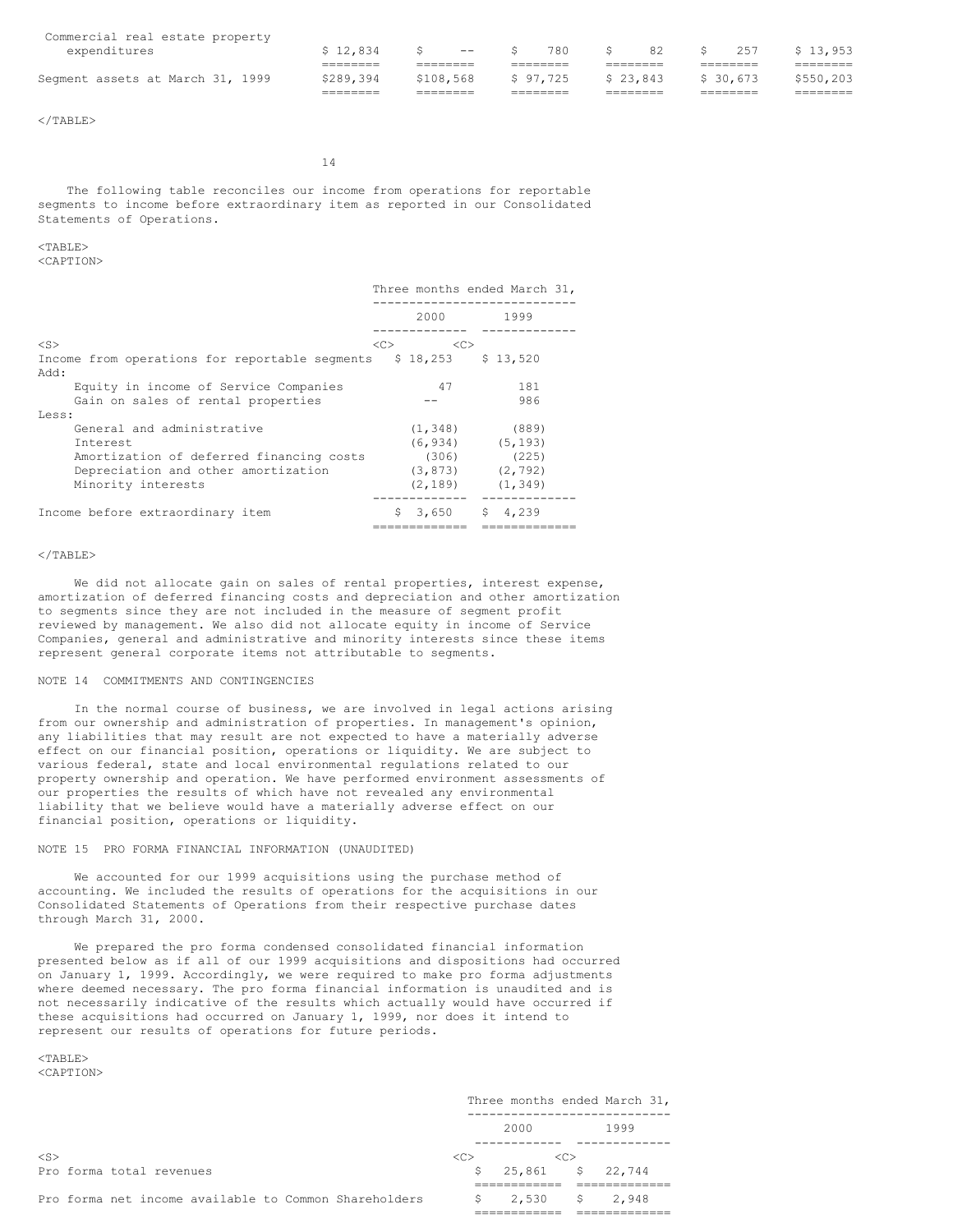| | | | | | | |
|---|---|---|---|---|---|---|
| Commercial real estate property expenditures | $ 12,834 | $ -- | $ 780 | $ 82 | $ 257 | $ 13,953 |
| Segment assets at March 31, 1999 | $289,394 | $108,568 | $ 97,725 | $ 23,843 | $ 30,673 | $550,203 |

The following table reconciles our income from operations for reportable segments to income before extraordinary item as reported in our Consolidated Statements of Operations.

| | Three months ended March 31, | |
|---|---|---|
| | 2000 | 1999 |
| Income from operations for reportable segments | $ 18,253 | $ 13,520 |
| Add: | | |
| Equity in income of Service Companies | 47 | 181 |
| Gain on sales of rental properties | -- | 986 |
| Less: | | |
| General and administrative | (1,348) | (889) |
| Interest | (6,934) | (5,193) |
| Amortization of deferred financing costs | (306) | (225) |
| Depreciation and other amortization | (3,873) | (2,792) |
| Minority interests | (2,189) | (1,349) |
| Income before extraordinary item | $ 3,650 | $ 4,239 |

We did not allocate gain on sales of rental properties, interest expense, amortization of deferred financing costs and depreciation and other amortization to segments since they are not included in the measure of segment profit reviewed by management. We also did not allocate equity in income of Service Companies, general and administrative and minority interests since these items represent general corporate items not attributable to segments.

NOTE 14 COMMITMENTS AND CONTINGENCIES

In the normal course of business, we are involved in legal actions arising from our ownership and administration of properties. In management's opinion, any liabilities that may result are not expected to have a materially adverse effect on our financial position, operations or liquidity. We are subject to various federal, state and local environmental regulations related to our property ownership and operation. We have performed environment assessments of our properties the results of which have not revealed any environmental liability that we believe would have a materially adverse effect on our financial position, operations or liquidity.

NOTE 15 PRO FORMA FINANCIAL INFORMATION (UNAUDITED)

We accounted for our 1999 acquisitions using the purchase method of accounting. We included the results of operations for the acquisitions in our Consolidated Statements of Operations from their respective purchase dates through March 31, 2000.

We prepared the pro forma condensed consolidated financial information presented below as if all of our 1999 acquisitions and dispositions had occurred on January 1, 1999. Accordingly, we were required to make pro forma adjustments where deemed necessary. The pro forma financial information is unaudited and is not necessarily indicative of the results which actually would have occurred if these acquisitions had occurred on January 1, 1999, nor does it intend to represent our results of operations for future periods.

| | Three months ended March 31, | |
|---|---|---|
| | 2000 | 1999 |
| Pro forma total revenues | $ 25,861 | $ 22,744 |
| Pro forma net income available to Common Shareholders | $ 2,530 | $ 2,948 |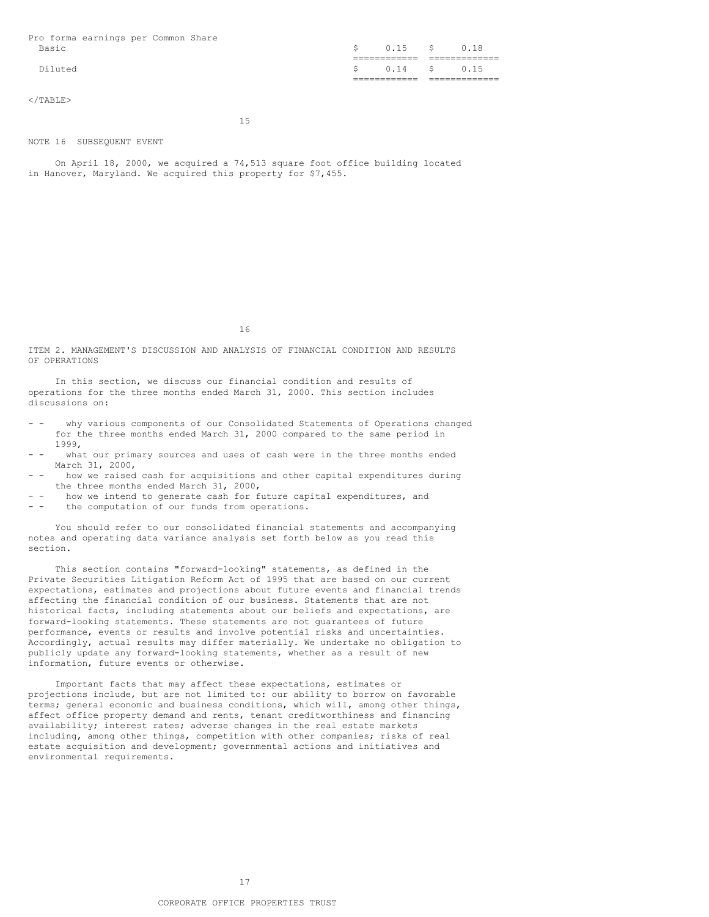| Pro forma earnings per Common Share | | |
| --- | --- | --- |
| Basic | $ 0.15 | $ 0.18 |
| Diluted | $ 0.14 | $ 0.15 |

NOTE 16 SUBSEQUENT EVENT

On April 18, 2000, we acquired a 74,513 square foot office building located in Hanover, Maryland. We acquired this property for $7,455.

## ITEM 2. MANAGEMENT'S DISCUSSION AND ANALYSIS OF FINANCIAL CONDITION AND RESULTS OF OPERATIONS

In this section, we discuss our financial condition and results of operations for the three months ended March 31, 2000. This section includes discussions on:

- why various components of our Consolidated Statements of Operations changed for the three months ended March 31, 2000 compared to the same period in 1999,
- what our primary sources and uses of cash were in the three months ended March 31, 2000,
- how we raised cash for acquisitions and other capital expenditures during the three months ended March 31, 2000,
- how we intend to generate cash for future capital expenditures, and
- the computation of our funds from operations.

You should refer to our consolidated financial statements and accompanying notes and operating data variance analysis set forth below as you read this section.

This section contains "forward-looking" statements, as defined in the Private Securities Litigation Reform Act of 1995 that are based on our current expectations, estimates and projections about future events and financial trends affecting the financial condition of our business. Statements that are not historical facts, including statements about our beliefs and expectations, are forward-looking statements. These statements are not guarantees of future performance, events or results and involve potential risks and uncertainties. Accordingly, actual results may differ materially. We undertake no obligation to publicly update any forward-looking statements, whether as a result of new information, future events or otherwise.

Important facts that may affect these expectations, estimates or projections include, but are not limited to: our ability to borrow on favorable terms; general economic and business conditions, which will, among other things, affect office property demand and rents, tenant creditworthiness and financing availability; interest rates; adverse changes in the real estate markets including, among other things, competition with other companies; risks of real estate acquisition and development; governmental actions and initiatives and environmental requirements.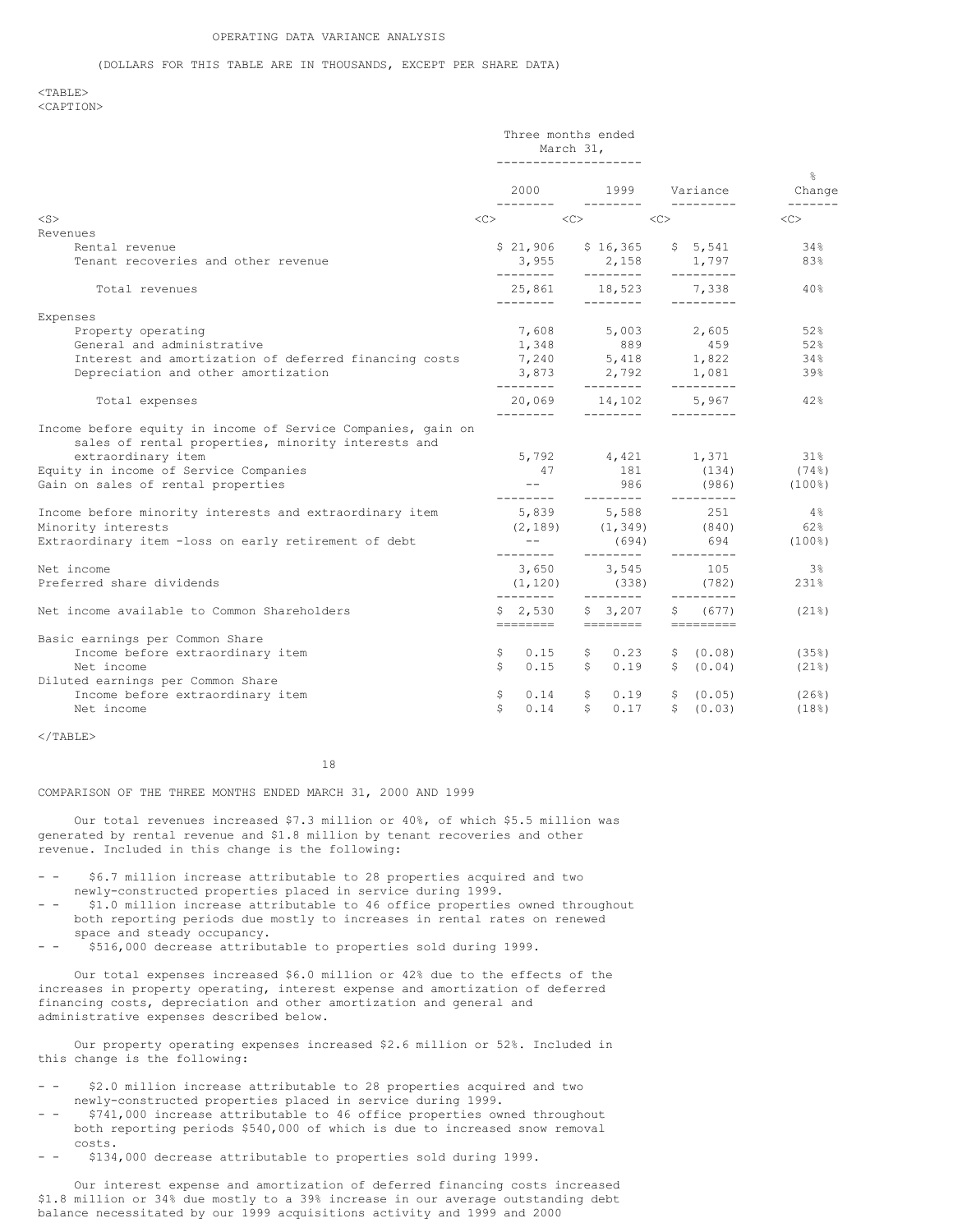OPERATING DATA VARIANCE ANALYSIS

(DOLLARS FOR THIS TABLE ARE IN THOUSANDS, EXCEPT PER SHARE DATA)

| | Three months ended March 31, 2000 | 1999 | Variance | % Change |
|---|---|---|---|---|
| **Revenues** | | | | |
| Rental revenue | $ 21,906 | $ 16,365 | $ 5,541 | 34% |
| Tenant recoveries and other revenue | 3,955 | 2,158 | 1,797 | 83% |
| Total revenues | 25,861 | 18,523 | 7,338 | 40% |
| **Expenses** | | | | |
| Property operating | 7,608 | 5,003 | 2,605 | 52% |
| General and administrative | 1,348 | 889 | 459 | 52% |
| Interest and amortization of deferred financing costs | 7,240 | 5,418 | 1,822 | 34% |
| Depreciation and other amortization | 3,873 | 2,792 | 1,081 | 39% |
| Total expenses | 20,069 | 14,102 | 5,967 | 42% |
| Income before equity in income of Service Companies, gain on sales of rental properties, minority interests and extraordinary item | 5,792 | 4,421 | 1,371 | 31% |
| Equity in income of Service Companies | 47 | 181 | (134) | (74%) |
| Gain on sales of rental properties | -- | 986 | (986) | (100%) |
| Income before minority interests and extraordinary item | 5,839 | 5,588 | 251 | 4% |
| Minority interests | (2,189) | (1,349) | (840) | 62% |
| Extraordinary item -loss on early retirement of debt | -- | (694) | 694 | (100%) |
| Net income | 3,650 | 3,545 | 105 | 3% |
| Preferred share dividends | (1,120) | (338) | (782) | 231% |
| Net income available to Common Shareholders | $ 2,530 | $ 3,207 | $ (677) | (21%) |
| Basic earnings per Common Share | | | | |
| Income before extraordinary item | $ 0.15 | $ 0.23 | $ (0.08) | (35%) |
| Net income | $ 0.15 | $ 0.19 | $ (0.04) | (21%) |
| Diluted earnings per Common Share | | | | |
| Income before extraordinary item | $ 0.14 | $ 0.19 | $ (0.05) | (26%) |
| Net income | $ 0.14 | $ 0.17 | $ (0.03) | (18%) |

COMPARISON OF THE THREE MONTHS ENDED MARCH 31, 2000 AND 1999

Our total revenues increased $7.3 million or 40%, of which $5.5 million was generated by rental revenue and $1.8 million by tenant recoveries and other revenue. Included in this change is the following:

- $6.7 million increase attributable to 28 properties acquired and two newly-constructed properties placed in service during 1999.
- $1.0 million increase attributable to 46 office properties owned throughout both reporting periods due mostly to increases in rental rates on renewed space and steady occupancy.
- $516,000 decrease attributable to properties sold during 1999.

Our total expenses increased $6.0 million or 42% due to the effects of the increases in property operating, interest expense and amortization of deferred financing costs, depreciation and other amortization and general and administrative expenses described below.

Our property operating expenses increased $2.6 million or 52%. Included in this change is the following:

- $2.0 million increase attributable to 28 properties acquired and two newly-constructed properties placed in service during 1999.
- $741,000 increase attributable to 46 office properties owned throughout both reporting periods $540,000 of which is due to increased snow removal costs.
- $134,000 decrease attributable to properties sold during 1999.

Our interest expense and amortization of deferred financing costs increased $1.8 million or 34% due mostly to a 39% increase in our average outstanding debt balance necessitated by our 1999 acquisitions activity and 1999 and 2000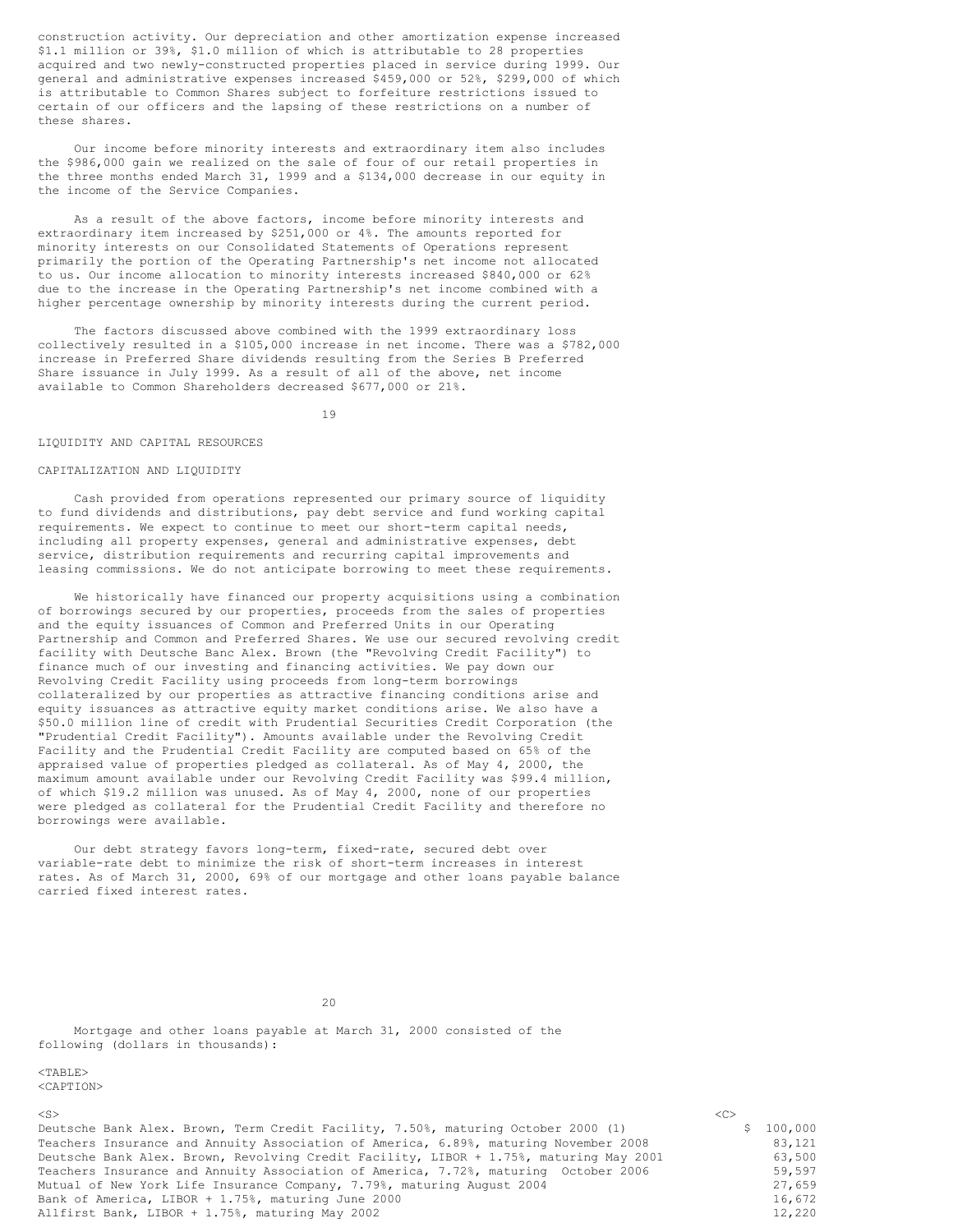construction activity. Our depreciation and other amortization expense increased $1.1 million or 39%, $1.0 million of which is attributable to 28 properties acquired and two newly-constructed properties placed in service during 1999. Our general and administrative expenses increased $459,000 or 52%, $299,000 of which is attributable to Common Shares subject to forfeiture restrictions issued to certain of our officers and the lapsing of these restrictions on a number of these shares.

Our income before minority interests and extraordinary item also includes the $986,000 gain we realized on the sale of four of our retail properties in the three months ended March 31, 1999 and a $134,000 decrease in our equity in the income of the Service Companies.

As a result of the above factors, income before minority interests and extraordinary item increased by $251,000 or 4%. The amounts reported for minority interests on our Consolidated Statements of Operations represent primarily the portion of the Operating Partnership's net income not allocated to us. Our income allocation to minority interests increased $840,000 or 62% due to the increase in the Operating Partnership's net income combined with a higher percentage ownership by minority interests during the current period.

The factors discussed above combined with the 1999 extraordinary loss collectively resulted in a $105,000 increase in net income. There was a $782,000 increase in Preferred Share dividends resulting from the Series B Preferred Share issuance in July 1999. As a result of all of the above, net income available to Common Shareholders decreased $677,000 or 21%.

## LIQUIDITY AND CAPITAL RESOURCES

### CAPITALIZATION AND LIQUIDITY

Cash provided from operations represented our primary source of liquidity to fund dividends and distributions, pay debt service and fund working capital requirements. We expect to continue to meet our short-term capital needs, including all property expenses, general and administrative expenses, debt service, distribution requirements and recurring capital improvements and leasing commissions. We do not anticipate borrowing to meet these requirements.

We historically have financed our property acquisitions using a combination of borrowings secured by our properties, proceeds from the sales of properties and the equity issuances of Common and Preferred Units in our Operating Partnership and Common and Preferred Shares. We use our secured revolving credit facility with Deutsche Banc Alex. Brown (the "Revolving Credit Facility") to finance much of our investing and financing activities. We pay down our Revolving Credit Facility using proceeds from long-term borrowings collateralized by our properties as attractive financing conditions arise and equity issuances as attractive equity market conditions arise. We also have a $50.0 million line of credit with Prudential Securities Credit Corporation (the "Prudential Credit Facility"). Amounts available under the Revolving Credit Facility and the Prudential Credit Facility are computed based on 65% of the appraised value of properties pledged as collateral. As of May 4, 2000, the maximum amount available under our Revolving Credit Facility was $99.4 million, of which $19.2 million was unused. As of May 4, 2000, none of our properties were pledged as collateral for the Prudential Credit Facility and therefore no borrowings were available.

Our debt strategy favors long-term, fixed-rate, secured debt over variable-rate debt to minimize the risk of short-term increases in interest rates. As of March 31, 2000, 69% of our mortgage and other loans payable balance carried fixed interest rates.

Mortgage and other loans payable at March 31, 2000 consisted of the following (dollars in thousands):

| | |
|---|---|
| Deutsche Bank Alex. Brown, Term Credit Facility, 7.50%, maturing October 2000 (1) | $ 100,000 |
| Teachers Insurance and Annuity Association of America, 6.89%, maturing November 2008 | 83,121 |
| Deutsche Bank Alex. Brown, Revolving Credit Facility, LIBOR + 1.75%, maturing May 2001 | 63,500 |
| Teachers Insurance and Annuity Association of America, 7.72%, maturing October 2006 | 59,597 |
| Mutual of New York Life Insurance Company, 7.79%, maturing August 2004 | 27,659 |
| Bank of America, LIBOR + 1.75%, maturing June 2000 | 16,672 |
| Allfirst Bank, LIBOR + 1.75%, maturing May 2002 | 12,220 |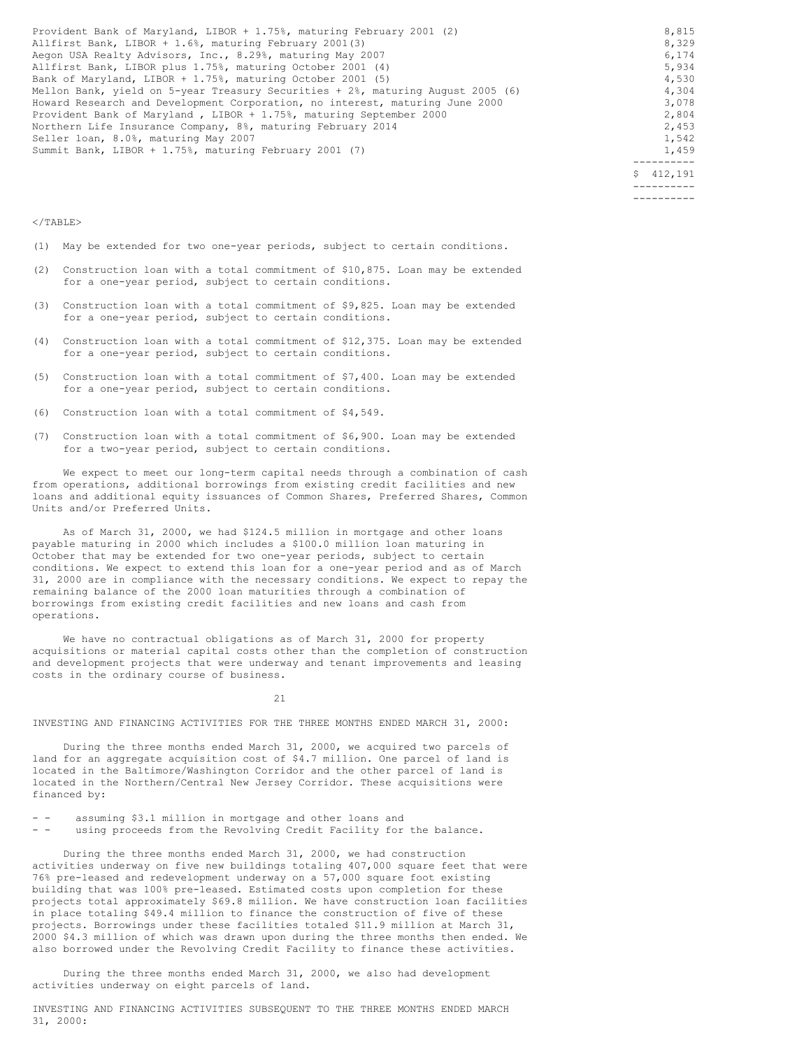| | |
|---|---|
| Provident Bank of Maryland, LIBOR + 1.75%, maturing February 2001 (2) | 8,815 |
| Allfirst Bank, LIBOR + 1.6%, maturing February 2001(3) | 8,329 |
| Aegon USA Realty Advisors, Inc., 8.29%, maturing May 2007 | 6,174 |
| Allfirst Bank, LIBOR plus 1.75%, maturing October 2001 (4) | 5,934 |
| Bank of Maryland, LIBOR + 1.75%, maturing October 2001 (5) | 4,530 |
| Mellon Bank, yield on 5-year Treasury Securities + 2%, maturing August 2005 (6) | 4,304 |
| Howard Research and Development Corporation, no interest, maturing June 2000 | 3,078 |
| Provident Bank of Maryland , LIBOR + 1.75%, maturing September 2000 | 2,804 |
| Northern Life Insurance Company, 8%, maturing February 2014 | 2,453 |
| Seller loan, 8.0%, maturing May 2007 | 1,542 |
| Summit Bank, LIBOR + 1.75%, maturing February 2001 (7) | 1,459 |
| | $ 412,191 |

(1) May be extended for two one-year periods, subject to certain conditions.

(2) Construction loan with a total commitment of $10,875. Loan may be extended for a one-year period, subject to certain conditions.

(3) Construction loan with a total commitment of $9,825. Loan may be extended for a one-year period, subject to certain conditions.

(4) Construction loan with a total commitment of $12,375. Loan may be extended for a one-year period, subject to certain conditions.

(5) Construction loan with a total commitment of $7,400. Loan may be extended for a one-year period, subject to certain conditions.

(6) Construction loan with a total commitment of $4,549.

(7) Construction loan with a total commitment of $6,900. Loan may be extended for a two-year period, subject to certain conditions.

We expect to meet our long-term capital needs through a combination of cash from operations, additional borrowings from existing credit facilities and new loans and additional equity issuances of Common Shares, Preferred Shares, Common Units and/or Preferred Units.

As of March 31, 2000, we had $124.5 million in mortgage and other loans payable maturing in 2000 which includes a $100.0 million loan maturing in October that may be extended for two one-year periods, subject to certain conditions. We expect to extend this loan for a one-year period and as of March 31, 2000 are in compliance with the necessary conditions. We expect to repay the remaining balance of the 2000 loan maturities through a combination of borrowings from existing credit facilities and new loans and cash from operations.

We have no contractual obligations as of March 31, 2000 for property acquisitions or material capital costs other than the completion of construction and development projects that were underway and tenant improvements and leasing costs in the ordinary course of business.

INVESTING AND FINANCING ACTIVITIES FOR THE THREE MONTHS ENDED MARCH 31, 2000:

During the three months ended March 31, 2000, we acquired two parcels of land for an aggregate acquisition cost of $4.7 million. One parcel of land is located in the Baltimore/Washington Corridor and the other parcel of land is located in the Northern/Central New Jersey Corridor. These acquisitions were financed by:

- assuming $3.1 million in mortgage and other loans and
- using proceeds from the Revolving Credit Facility for the balance.

During the three months ended March 31, 2000, we had construction activities underway on five new buildings totaling 407,000 square feet that were 76% pre-leased and redevelopment underway on a 57,000 square foot existing building that was 100% pre-leased. Estimated costs upon completion for these projects total approximately $69.8 million. We have construction loan facilities in place totaling $49.4 million to finance the construction of five of these projects. Borrowings under these facilities totaled $11.9 million at March 31, 2000 $4.3 million of which was drawn upon during the three months then ended. We also borrowed under the Revolving Credit Facility to finance these activities.

During the three months ended March 31, 2000, we also had development activities underway on eight parcels of land.

INVESTING AND FINANCING ACTIVITIES SUBSEQUENT TO THE THREE MONTHS ENDED MARCH 31, 2000: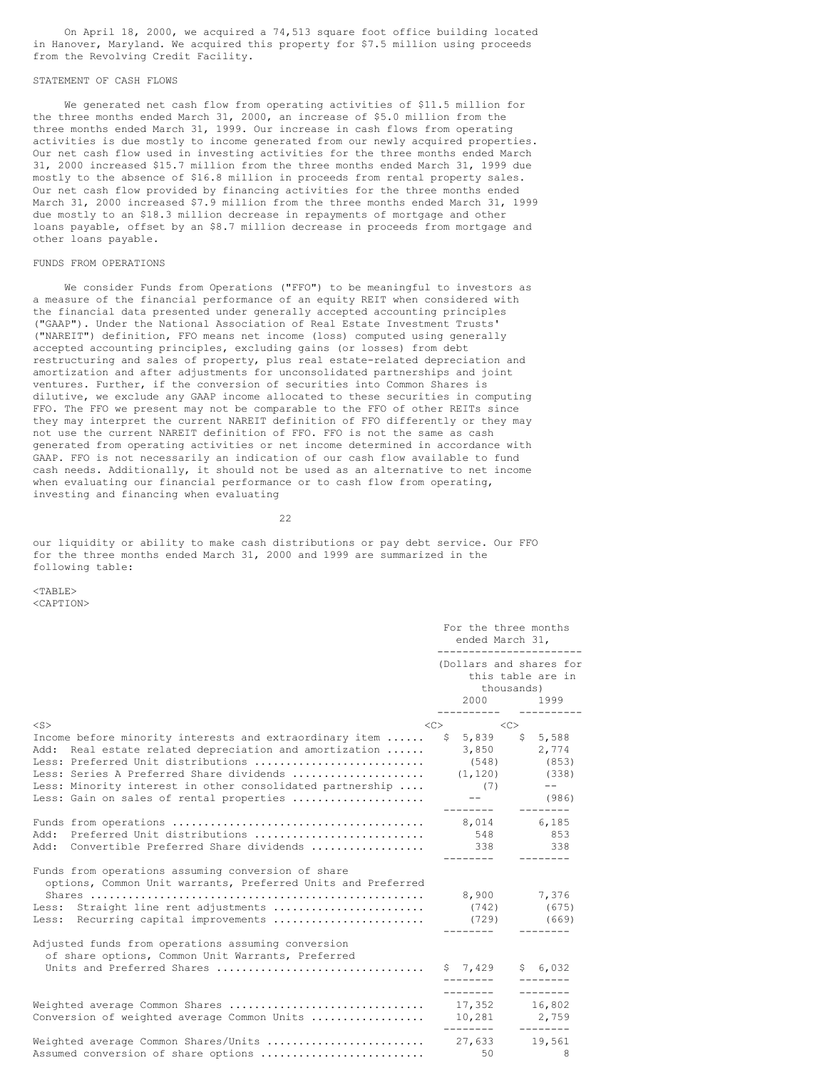On April 18, 2000, we acquired a 74,513 square foot office building located in Hanover, Maryland. We acquired this property for $7.5 million using proceeds from the Revolving Credit Facility.

## STATEMENT OF CASH FLOWS

We generated net cash flow from operating activities of $11.5 million for the three months ended March 31, 2000, an increase of $5.0 million from the three months ended March 31, 1999. Our increase in cash flows from operating activities is due mostly to income generated from our newly acquired properties. Our net cash flow used in investing activities for the three months ended March 31, 2000 increased $15.7 million from the three months ended March 31, 1999 due mostly to the absence of $16.8 million in proceeds from rental property sales. Our net cash flow provided by financing activities for the three months ended March 31, 2000 increased $7.9 million from the three months ended March 31, 1999 due mostly to an $18.3 million decrease in repayments of mortgage and other loans payable, offset by an $8.7 million decrease in proceeds from mortgage and other loans payable.

## FUNDS FROM OPERATIONS

We consider Funds from Operations ("FFO") to be meaningful to investors as a measure of the financial performance of an equity REIT when considered with the financial data presented under generally accepted accounting principles ("GAAP"). Under the National Association of Real Estate Investment Trusts' ("NAREIT") definition, FFO means net income (loss) computed using generally accepted accounting principles, excluding gains (or losses) from debt restructuring and sales of property, plus real estate-related depreciation and amortization and after adjustments for unconsolidated partnerships and joint ventures. Further, if the conversion of securities into Common Shares is dilutive, we exclude any GAAP income allocated to these securities in computing FFO. The FFO we present may not be comparable to the FFO of other REITs since they may interpret the current NAREIT definition of FFO differently or they may not use the current NAREIT definition of FFO. FFO is not the same as cash generated from operating activities or net income determined in accordance with GAAP. FFO is not necessarily an indication of our cash flow available to fund cash needs. Additionally, it should not be used as an alternative to net income when evaluating our financial performance or to cash flow from operating, investing and financing when evaluating our liquidity or ability to make cash distributions or pay debt service. Our FFO for the three months ended March 31, 2000 and 1999 are summarized in the following table:

| | For the three months ended March 31, (Dollars and shares for this table are in thousands) | |
|---|---|---|
| | 2000 | 1999 |
| Income before minority interests and extraordinary item | $ 5,839 | $ 5,588 |
| Add: Real estate related depreciation and amortization | 3,850 | 2,774 |
| Less: Preferred Unit distributions | (548) | (853) |
| Less: Series A Preferred Share dividends | (1,120) | (338) |
| Less: Minority interest in other consolidated partnership | (7) | -- |
| Less: Gain on sales of rental properties | -- | (986) |
| Funds from operations | 8,014 | 6,185 |
| Add: Preferred Unit distributions | 548 | 853 |
| Add: Convertible Preferred Share dividends | 338 | 338 |
| Funds from operations assuming conversion of share options, Common Unit warrants, Preferred Units and Preferred Shares | 8,900 | 7,376 |
| Less: Straight line rent adjustments | (742) | (675) |
| Less: Recurring capital improvements | (729) | (669) |
| Adjusted funds from operations assuming conversion of share options, Common Unit Warrants, Preferred Units and Preferred Shares | $ 7,429 | $ 6,032 |
| Weighted average Common Shares | 17,352 | 16,802 |
| Conversion of weighted average Common Units | 10,281 | 2,759 |
| Weighted average Common Shares/Units | 27,633 | 19,561 |
| Assumed conversion of share options | 50 | 8 |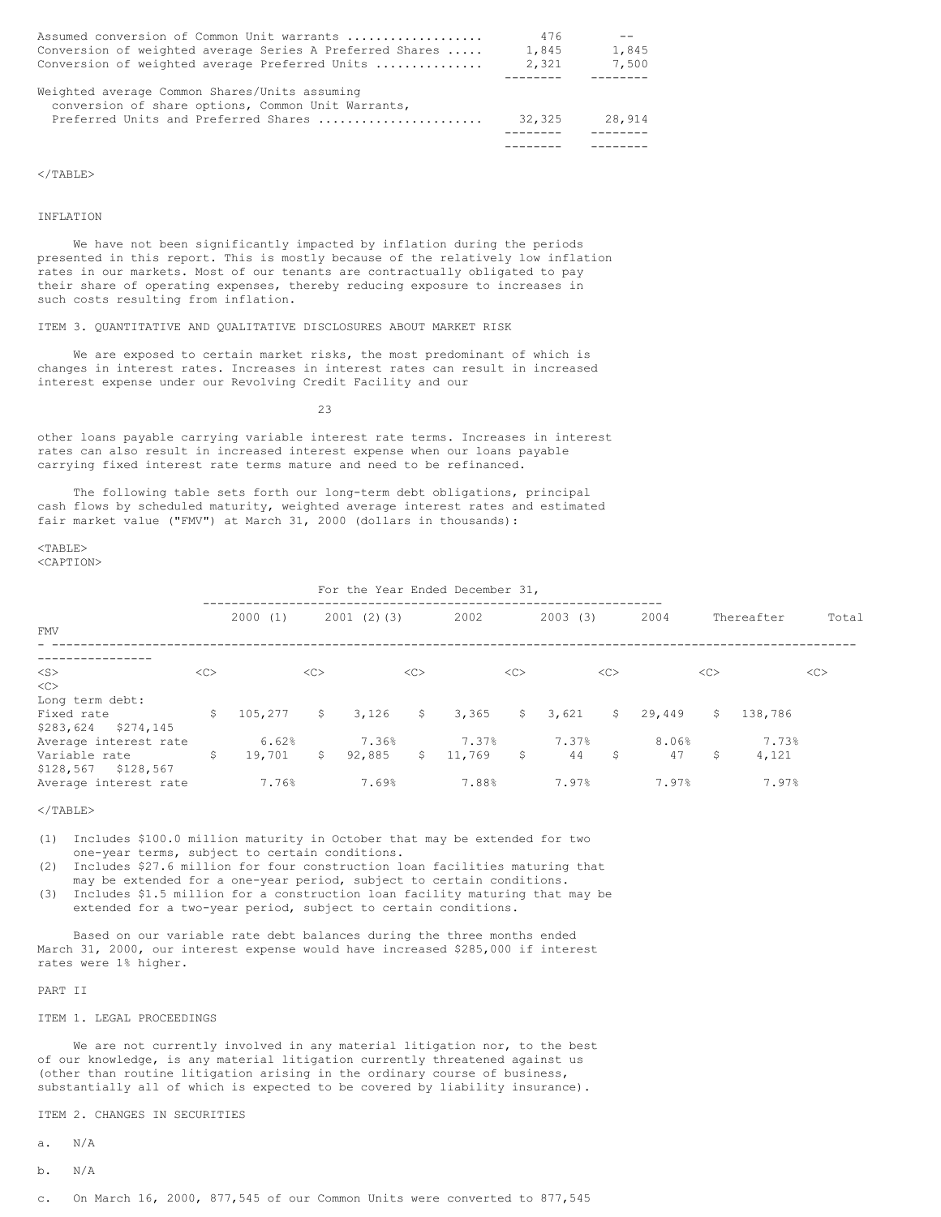| | | |
|---|---|---|
| Assumed conversion of Common Unit warrants | 476 | -- |
| Conversion of weighted average Series A Preferred Shares | 1,845 | 1,845 |
| Conversion of weighted average Preferred Units | 2,321 | 7,500 |
| Weighted average Common Shares/Units assuming conversion of share options, Common Unit Warrants, Preferred Units and Preferred Shares | 32,325 | 28,914 |

INFLATION

We have not been significantly impacted by inflation during the periods presented in this report. This is mostly because of the relatively low inflation rates in our markets. Most of our tenants are contractually obligated to pay their share of operating expenses, thereby reducing exposure to increases in such costs resulting from inflation.

ITEM 3. QUANTITATIVE AND QUALITATIVE DISCLOSURES ABOUT MARKET RISK

We are exposed to certain market risks, the most predominant of which is changes in interest rates. Increases in interest rates can result in increased interest expense under our Revolving Credit Facility and our other loans payable carrying variable interest rate terms. Increases in interest rates can also result in increased interest expense when our loans payable carrying fixed interest rate terms mature and need to be refinanced.

The following table sets forth our long-term debt obligations, principal cash flows by scheduled maturity, weighted average interest rates and estimated fair market value ("FMV") at March 31, 2000 (dollars in thousands):

| | For the Year Ended December 31, | | | | | | | |
|---|---|---|---|---|---|---|---|---|
| | 2000 (1) | 2001 (2)(3) | 2002 | 2003 (3) | 2004 | Thereafter | Total | FMV |
| Long term debt: | | | | | | | | |
| Fixed rate | $ 105,277 | $ 3,126 | $ 3,365 | $ 3,621 | $ 29,449 | $ 138,786 | $283,624 | $274,145 |
| Average interest rate | 6.62% | 7.36% | 7.37% | 7.37% | 8.06% | 7.73% | | |
| Variable rate | $ 19,701 | $ 92,885 | $ 11,769 | $ 44 | $ 47 | $ 4,121 | $128,567 | $128,567 |
| Average interest rate | 7.76% | 7.69% | 7.88% | 7.97% | 7.97% | 7.97% | | |

(1) Includes $100.0 million maturity in October that may be extended for two one-year terms, subject to certain conditions.
(2) Includes $27.6 million for four construction loan facilities maturing that may be extended for a one-year period, subject to certain conditions.
(3) Includes $1.5 million for a construction loan facility maturing that may be extended for a two-year period, subject to certain conditions.

Based on our variable rate debt balances during the three months ended March 31, 2000, our interest expense would have increased $285,000 if interest rates were 1% higher.

PART II

ITEM 1. LEGAL PROCEEDINGS

We are not currently involved in any material litigation nor, to the best of our knowledge, is any material litigation currently threatened against us (other than routine litigation arising in the ordinary course of business, substantially all of which is expected to be covered by liability insurance).

ITEM 2. CHANGES IN SECURITIES

a. N/A

b. N/A

c. On March 16, 2000, 877,545 of our Common Units were converted to 877,545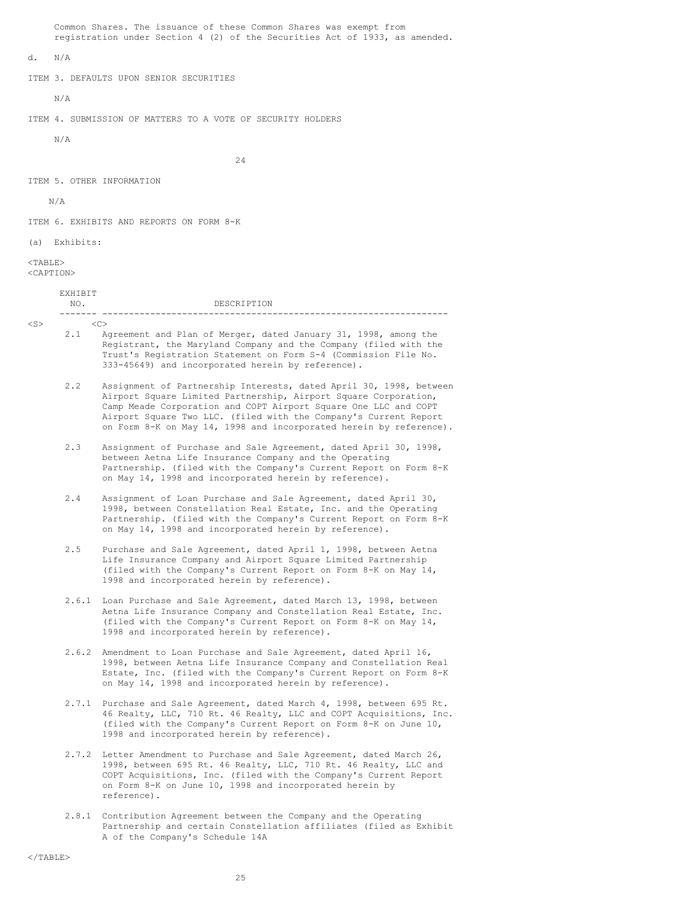Common Shares. The issuance of these Common Shares was exempt from registration under Section 4 (2) of the Securities Act of 1933, as amended.

d. N/A

ITEM 3. DEFAULTS UPON SENIOR SECURITIES

N/A

ITEM 4. SUBMISSION OF MATTERS TO A VOTE OF SECURITY HOLDERS

N/A

ITEM 5. OTHER INFORMATION

N/A

ITEM 6. EXHIBITS AND REPORTS ON FORM 8-K

(a) Exhibits:

| EXHIBIT NO. | DESCRIPTION |
|---|---|
| 2.1 | Agreement and Plan of Merger, dated January 31, 1998, among the Registrant, the Maryland Company and the Company (filed with the Trust's Registration Statement on Form S-4 (Commission File No. 333-45649) and incorporated herein by reference). |
| 2.2 | Assignment of Partnership Interests, dated April 30, 1998, between Airport Square Limited Partnership, Airport Square Corporation, Camp Meade Corporation and COPT Airport Square One LLC and COPT Airport Square Two LLC. (filed with the Company's Current Report on Form 8-K on May 14, 1998 and incorporated herein by reference). |
| 2.3 | Assignment of Purchase and Sale Agreement, dated April 30, 1998, between Aetna Life Insurance Company and the Operating Partnership. (filed with the Company's Current Report on Form 8-K on May 14, 1998 and incorporated herein by reference). |
| 2.4 | Assignment of Loan Purchase and Sale Agreement, dated April 30, 1998, between Constellation Real Estate, Inc. and the Operating Partnership. (filed with the Company's Current Report on Form 8-K on May 14, 1998 and incorporated herein by reference). |
| 2.5 | Purchase and Sale Agreement, dated April 1, 1998, between Aetna Life Insurance Company and Airport Square Limited Partnership (filed with the Company's Current Report on Form 8-K on May 14, 1998 and incorporated herein by reference). |
| 2.6.1 | Loan Purchase and Sale Agreement, dated March 13, 1998, between Aetna Life Insurance Company and Constellation Real Estate, Inc. (filed with the Company's Current Report on Form 8-K on May 14, 1998 and incorporated herein by reference). |
| 2.6.2 | Amendment to Loan Purchase and Sale Agreement, dated April 16, 1998, between Aetna Life Insurance Company and Constellation Real Estate, Inc. (filed with the Company's Current Report on Form 8-K on May 14, 1998 and incorporated herein by reference). |
| 2.7.1 | Purchase and Sale Agreement, dated March 4, 1998, between 695 Rt. 46 Realty, LLC, 710 Rt. 46 Realty, LLC and COPT Acquisitions, Inc. (filed with the Company's Current Report on Form 8-K on June 10, 1998 and incorporated herein by reference). |
| 2.7.2 | Letter Amendment to Purchase and Sale Agreement, dated March 26, 1998, between 695 Rt. 46 Realty, LLC, 710 Rt. 46 Realty, LLC and COPT Acquisitions, Inc. (filed with the Company's Current Report on Form 8-K on June 10, 1998 and incorporated herein by reference). |
| 2.8.1 | Contribution Agreement between the Company and the Operating Partnership and certain Constellation affiliates (filed as Exhibit A of the Company's Schedule 14A |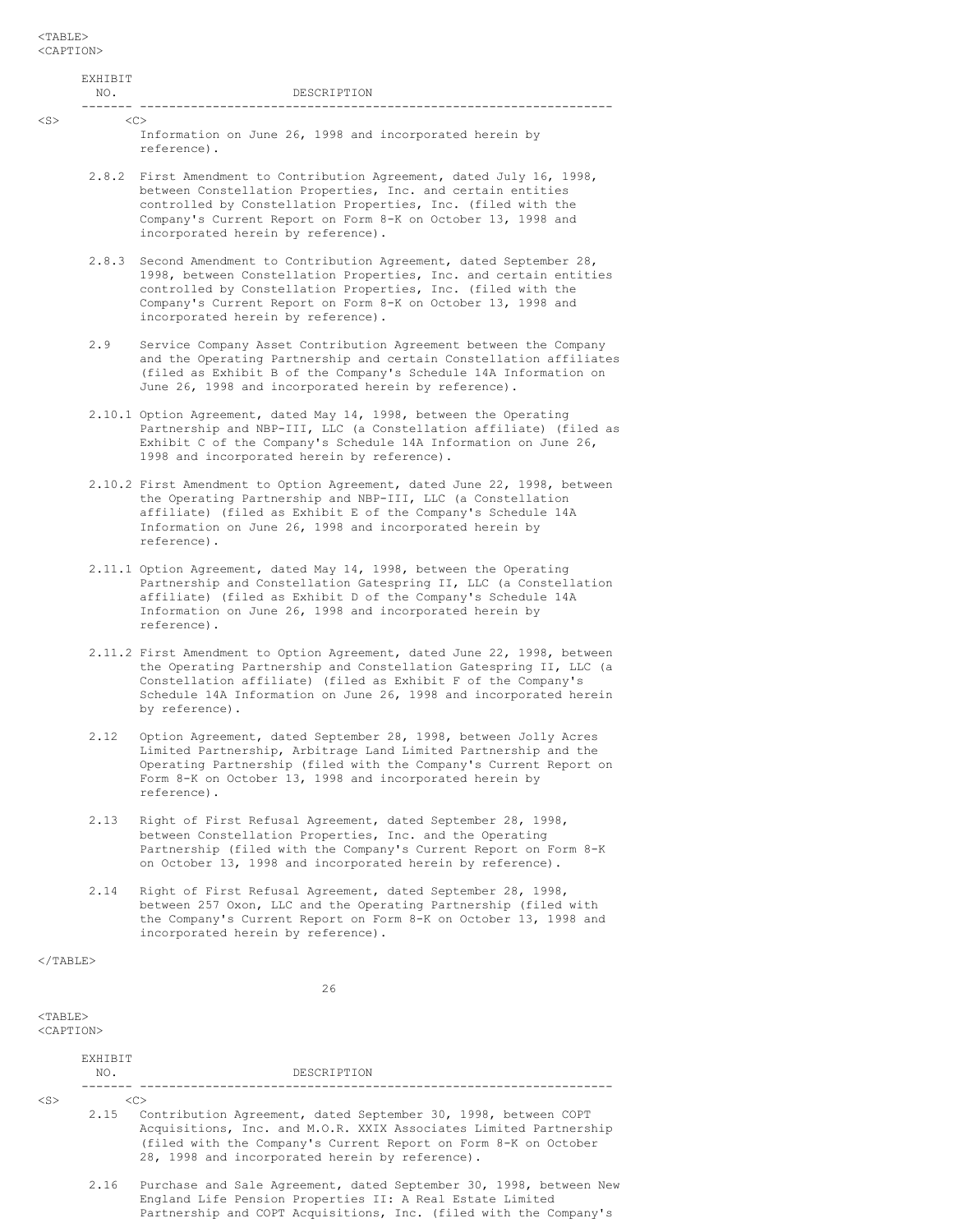| EXHIBIT NO. | DESCRIPTION |
| --- | --- |
| | Information on June 26, 1998 and incorporated herein by reference). |
| 2.8.2 | First Amendment to Contribution Agreement, dated July 16, 1998, between Constellation Properties, Inc. and certain entities controlled by Constellation Properties, Inc. (filed with the Company's Current Report on Form 8-K on October 13, 1998 and incorporated herein by reference). |
| 2.8.3 | Second Amendment to Contribution Agreement, dated September 28, 1998, between Constellation Properties, Inc. and certain entities controlled by Constellation Properties, Inc. (filed with the Company's Current Report on Form 8-K on October 13, 1998 and incorporated herein by reference). |
| 2.9 | Service Company Asset Contribution Agreement between the Company and the Operating Partnership and certain Constellation affiliates (filed as Exhibit B of the Company's Schedule 14A Information on June 26, 1998 and incorporated herein by reference). |
| 2.10.1 | Option Agreement, dated May 14, 1998, between the Operating Partnership and NBP-III, LLC (a Constellation affiliate) (filed as Exhibit C of the Company's Schedule 14A Information on June 26, 1998 and incorporated herein by reference). |
| 2.10.2 | First Amendment to Option Agreement, dated June 22, 1998, between the Operating Partnership and NBP-III, LLC (a Constellation affiliate) (filed as Exhibit E of the Company's Schedule 14A Information on June 26, 1998 and incorporated herein by reference). |
| 2.11.1 | Option Agreement, dated May 14, 1998, between the Operating Partnership and Constellation Gatespring II, LLC (a Constellation affiliate) (filed as Exhibit D of the Company's Schedule 14A Information on June 26, 1998 and incorporated herein by reference). |
| 2.11.2 | First Amendment to Option Agreement, dated June 22, 1998, between the Operating Partnership and Constellation Gatespring II, LLC (a Constellation affiliate) (filed as Exhibit F of the Company's Schedule 14A Information on June 26, 1998 and incorporated herein by reference). |
| 2.12 | Option Agreement, dated September 28, 1998, between Jolly Acres Limited Partnership, Arbitrage Land Limited Partnership and the Operating Partnership (filed with the Company's Current Report on Form 8-K on October 13, 1998 and incorporated herein by reference). |
| 2.13 | Right of First Refusal Agreement, dated September 28, 1998, between Constellation Properties, Inc. and the Operating Partnership (filed with the Company's Current Report on Form 8-K on October 13, 1998 and incorporated herein by reference). |
| 2.14 | Right of First Refusal Agreement, dated September 28, 1998, between 257 Oxon, LLC and the Operating Partnership (filed with the Company's Current Report on Form 8-K on October 13, 1998 and incorporated herein by reference). |

| EXHIBIT NO. | DESCRIPTION |
| --- | --- |
| 2.15 | Contribution Agreement, dated September 30, 1998, between COPT Acquisitions, Inc. and M.O.R. XXIX Associates Limited Partnership (filed with the Company's Current Report on Form 8-K on October 28, 1998 and incorporated herein by reference). |
| 2.16 | Purchase and Sale Agreement, dated September 30, 1998, between New England Life Pension Properties II: A Real Estate Limited Partnership and COPT Acquisitions, Inc. (filed with the Company's |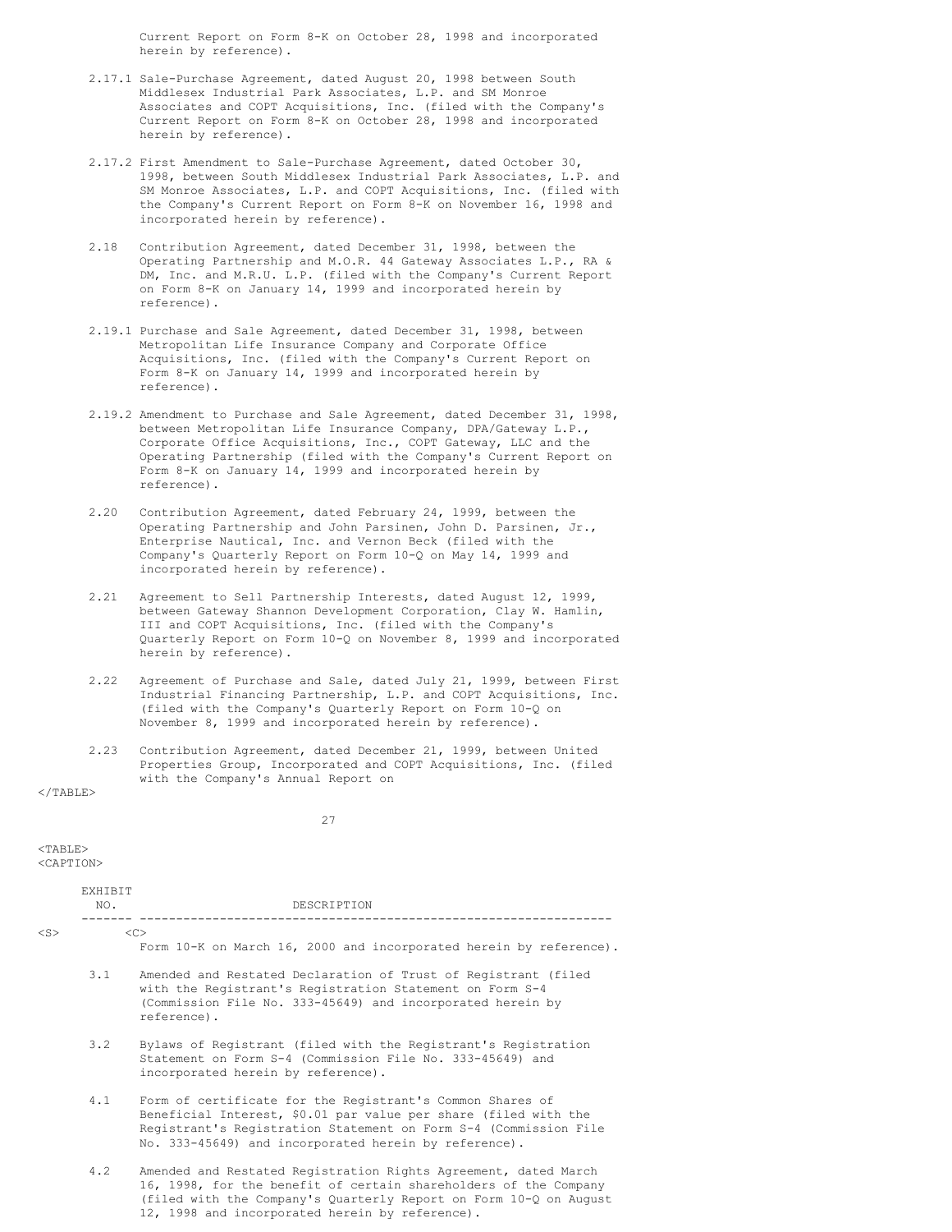Current Report on Form 8-K on October 28, 1998 and incorporated herein by reference).

| EXHIBIT NO. | DESCRIPTION |
|---|---|
| 2.17.1 | Sale-Purchase Agreement, dated August 20, 1998 between South Middlesex Industrial Park Associates, L.P. and SM Monroe Associates and COPT Acquisitions, Inc. (filed with the Company's Current Report on Form 8-K on October 28, 1998 and incorporated herein by reference). |
| 2.17.2 | First Amendment to Sale-Purchase Agreement, dated October 30, 1998, between South Middlesex Industrial Park Associates, L.P. and SM Monroe Associates, L.P. and COPT Acquisitions, Inc. (filed with the Company's Current Report on Form 8-K on November 16, 1998 and incorporated herein by reference). |
| 2.18 | Contribution Agreement, dated December 31, 1998, between the Operating Partnership and M.O.R. 44 Gateway Associates L.P., RA & DM, Inc. and M.R.U. L.P. (filed with the Company's Current Report on Form 8-K on January 14, 1999 and incorporated herein by reference). |
| 2.19.1 | Purchase and Sale Agreement, dated December 31, 1998, between Metropolitan Life Insurance Company and Corporate Office Acquisitions, Inc. (filed with the Company's Current Report on Form 8-K on January 14, 1999 and incorporated herein by reference). |
| 2.19.2 | Amendment to Purchase and Sale Agreement, dated December 31, 1998, between Metropolitan Life Insurance Company, DPA/Gateway L.P., Corporate Office Acquisitions, Inc., COPT Gateway, LLC and the Operating Partnership (filed with the Company's Current Report on Form 8-K on January 14, 1999 and incorporated herein by reference). |
| 2.20 | Contribution Agreement, dated February 24, 1999, between the Operating Partnership and John Parsinen, John D. Parsinen, Jr., Enterprise Nautical, Inc. and Vernon Beck (filed with the Company's Quarterly Report on Form 10-Q on May 14, 1999 and incorporated herein by reference). |
| 2.21 | Agreement to Sell Partnership Interests, dated August 12, 1999, between Gateway Shannon Development Corporation, Clay W. Hamlin, III and COPT Acquisitions, Inc. (filed with the Company's Quarterly Report on Form 10-Q on November 8, 1999 and incorporated herein by reference). |
| 2.22 | Agreement of Purchase and Sale, dated July 21, 1999, between First Industrial Financing Partnership, L.P. and COPT Acquisitions, Inc. (filed with the Company's Quarterly Report on Form 10-Q on November 8, 1999 and incorporated herein by reference). |
| 2.23 | Contribution Agreement, dated December 21, 1999, between United Properties Group, Incorporated and COPT Acquisitions, Inc. (filed with the Company's Annual Report on Form 10-K on March 16, 2000 and incorporated herein by reference). |
| 3.1 | Amended and Restated Declaration of Trust of Registrant (filed with the Registrant's Registration Statement on Form S-4 (Commission File No. 333-45649) and incorporated herein by reference). |
| 3.2 | Bylaws of Registrant (filed with the Registrant's Registration Statement on Form S-4 (Commission File No. 333-45649) and incorporated herein by reference). |
| 4.1 | Form of certificate for the Registrant's Common Shares of Beneficial Interest, $0.01 par value per share (filed with the Registrant's Registration Statement on Form S-4 (Commission File No. 333-45649) and incorporated herein by reference). |
| 4.2 | Amended and Restated Registration Rights Agreement, dated March 16, 1998, for the benefit of certain shareholders of the Company (filed with the Company's Quarterly Report on Form 10-Q on August 12, 1998 and incorporated herein by reference). |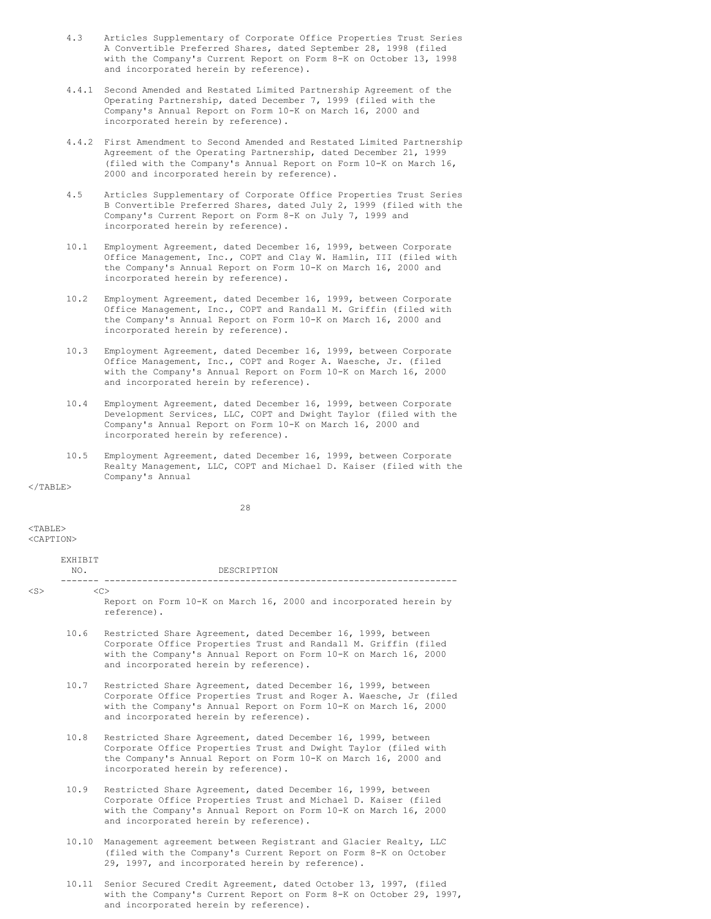| Exhibit No. | Description |
|---|---|
| 4.3 | Articles Supplementary of Corporate Office Properties Trust Series A Convertible Preferred Shares, dated September 28, 1998 (filed with the Company's Current Report on Form 8-K on October 13, 1998 and incorporated herein by reference). |
| 4.4.1 | Second Amended and Restated Limited Partnership Agreement of the Operating Partnership, dated December 7, 1999 (filed with the Company's Annual Report on Form 10-K on March 16, 2000 and incorporated herein by reference). |
| 4.4.2 | First Amendment to Second Amended and Restated Limited Partnership Agreement of the Operating Partnership, dated December 21, 1999 (filed with the Company's Annual Report on Form 10-K on March 16, 2000 and incorporated herein by reference). |
| 4.5 | Articles Supplementary of Corporate Office Properties Trust Series B Convertible Preferred Shares, dated July 2, 1999 (filed with the Company's Current Report on Form 8-K on July 7, 1999 and incorporated herein by reference). |
| 10.1 | Employment Agreement, dated December 16, 1999, between Corporate Office Management, Inc., COPT and Clay W. Hamlin, III (filed with the Company's Annual Report on Form 10-K on March 16, 2000 and incorporated herein by reference). |
| 10.2 | Employment Agreement, dated December 16, 1999, between Corporate Office Management, Inc., COPT and Randall M. Griffin (filed with the Company's Annual Report on Form 10-K on March 16, 2000 and incorporated herein by reference). |
| 10.3 | Employment Agreement, dated December 16, 1999, between Corporate Office Management, Inc., COPT and Roger A. Waesche, Jr. (filed with the Company's Annual Report on Form 10-K on March 16, 2000 and incorporated herein by reference). |
| 10.4 | Employment Agreement, dated December 16, 1999, between Corporate Development Services, LLC, COPT and Dwight Taylor (filed with the Company's Annual Report on Form 10-K on March 16, 2000 and incorporated herein by reference). |
| 10.5 | Employment Agreement, dated December 16, 1999, between Corporate Realty Management, LLC, COPT and Michael D. Kaiser (filed with the Company's Annual Report on Form 10-K on March 16, 2000 and incorporated herein by reference). |
| 10.6 | Restricted Share Agreement, dated December 16, 1999, between Corporate Office Properties Trust and Randall M. Griffin (filed with the Company's Annual Report on Form 10-K on March 16, 2000 and incorporated herein by reference). |
| 10.7 | Restricted Share Agreement, dated December 16, 1999, between Corporate Office Properties Trust and Roger A. Waesche, Jr (filed with the Company's Annual Report on Form 10-K on March 16, 2000 and incorporated herein by reference). |
| 10.8 | Restricted Share Agreement, dated December 16, 1999, between Corporate Office Properties Trust and Dwight Taylor (filed with the Company's Annual Report on Form 10-K on March 16, 2000 and incorporated herein by reference). |
| 10.9 | Restricted Share Agreement, dated December 16, 1999, between Corporate Office Properties Trust and Michael D. Kaiser (filed with the Company's Annual Report on Form 10-K on March 16, 2000 and incorporated herein by reference). |
| 10.10 | Management agreement between Registrant and Glacier Realty, LLC (filed with the Company's Current Report on Form 8-K on October 29, 1997, and incorporated herein by reference). |
| 10.11 | Senior Secured Credit Agreement, dated October 13, 1997, (filed with the Company's Current Report on Form 8-K on October 29, 1997, and incorporated herein by reference). |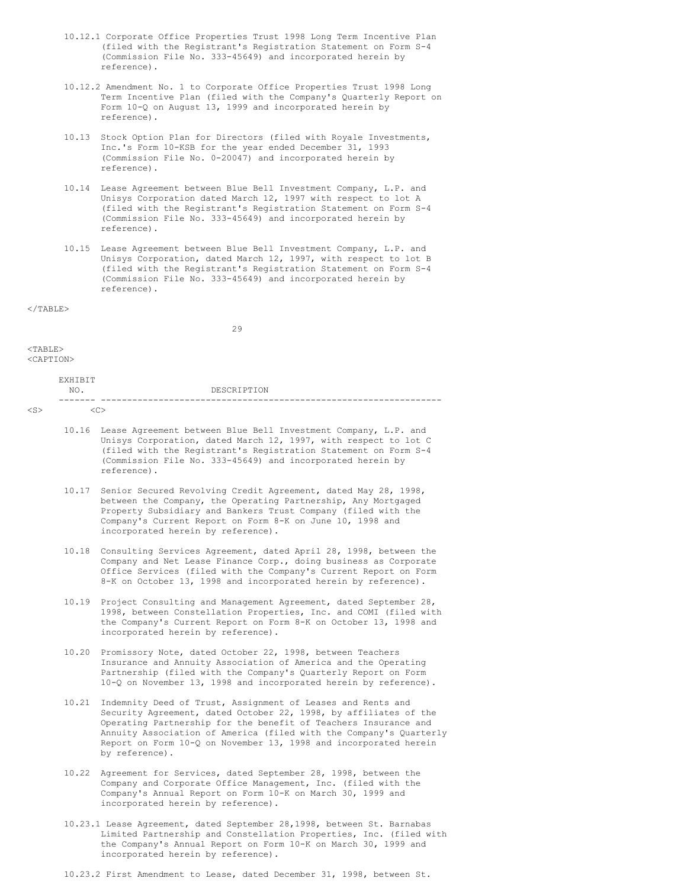| EXHIBIT NO. | DESCRIPTION |
|---|---|
| 10.12.1 | Corporate Office Properties Trust 1998 Long Term Incentive Plan (filed with the Registrant's Registration Statement on Form S-4 (Commission File No. 333-45649) and incorporated herein by reference). |
| 10.12.2 | Amendment No. 1 to Corporate Office Properties Trust 1998 Long Term Incentive Plan (filed with the Company's Quarterly Report on Form 10-Q on August 13, 1999 and incorporated herein by reference). |
| 10.13 | Stock Option Plan for Directors (filed with Royale Investments, Inc.'s Form 10-KSB for the year ended December 31, 1993 (Commission File No. 0-20047) and incorporated herein by reference). |
| 10.14 | Lease Agreement between Blue Bell Investment Company, L.P. and Unisys Corporation dated March 12, 1997 with respect to lot A (filed with the Registrant's Registration Statement on Form S-4 (Commission File No. 333-45649) and incorporated herein by reference). |
| 10.15 | Lease Agreement between Blue Bell Investment Company, L.P. and Unisys Corporation, dated March 12, 1997, with respect to lot B (filed with the Registrant's Registration Statement on Form S-4 (Commission File No. 333-45649) and incorporated herein by reference). |
| 10.16 | Lease Agreement between Blue Bell Investment Company, L.P. and Unisys Corporation, dated March 12, 1997, with respect to lot C (filed with the Registrant's Registration Statement on Form S-4 (Commission File No. 333-45649) and incorporated herein by reference). |
| 10.17 | Senior Secured Revolving Credit Agreement, dated May 28, 1998, between the Company, the Operating Partnership, Any Mortgaged Property Subsidiary and Bankers Trust Company (filed with the Company's Current Report on Form 8-K on June 10, 1998 and incorporated herein by reference). |
| 10.18 | Consulting Services Agreement, dated April 28, 1998, between the Company and Net Lease Finance Corp., doing business as Corporate Office Services (filed with the Company's Current Report on Form 8-K on October 13, 1998 and incorporated herein by reference). |
| 10.19 | Project Consulting and Management Agreement, dated September 28, 1998, between Constellation Properties, Inc. and COMI (filed with the Company's Current Report on Form 8-K on October 13, 1998 and incorporated herein by reference). |
| 10.20 | Promissory Note, dated October 22, 1998, between Teachers Insurance and Annuity Association of America and the Operating Partnership (filed with the Company's Quarterly Report on Form 10-Q on November 13, 1998 and incorporated herein by reference). |
| 10.21 | Indemnity Deed of Trust, Assignment of Leases and Rents and Security Agreement, dated October 22, 1998, by affiliates of the Operating Partnership for the benefit of Teachers Insurance and Annuity Association of America (filed with the Company's Quarterly Report on Form 10-Q on November 13, 1998 and incorporated herein by reference). |
| 10.22 | Agreement for Services, dated September 28, 1998, between the Company and Corporate Office Management, Inc. (filed with the Company's Annual Report on Form 10-K on March 30, 1999 and incorporated herein by reference). |
| 10.23.1 | Lease Agreement, dated September 28,1998, between St. Barnabas Limited Partnership and Constellation Properties, Inc. (filed with the Company's Annual Report on Form 10-K on March 30, 1999 and incorporated herein by reference). |
| 10.23.2 | First Amendment to Lease, dated December 31, 1998, between St. |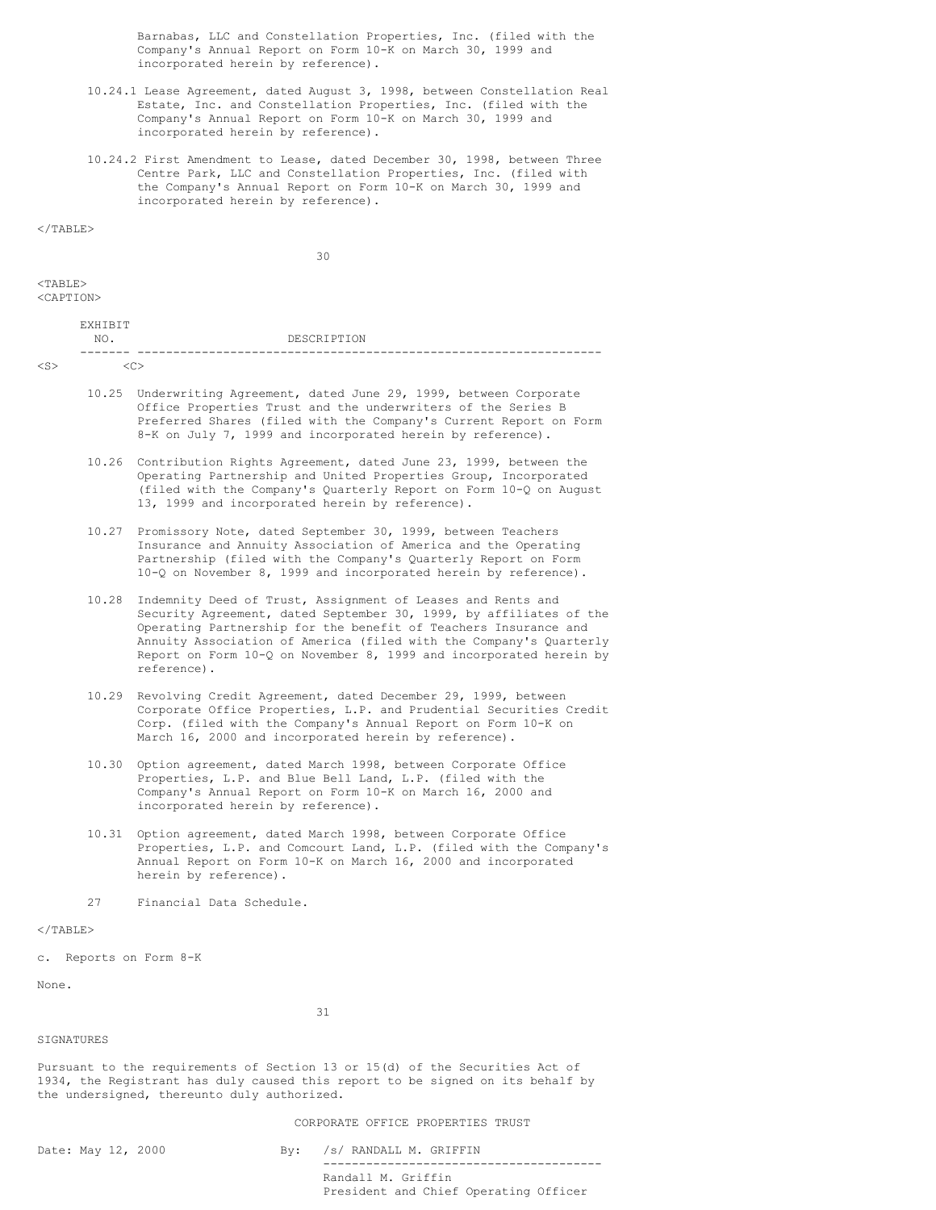| EXHIBIT NO. | DESCRIPTION |
|---|---|
| | Barnabas, LLC and Constellation Properties, Inc. (filed with the Company's Annual Report on Form 10-K on March 30, 1999 and incorporated herein by reference). |
| 10.24.1 | Lease Agreement, dated August 3, 1998, between Constellation Real Estate, Inc. and Constellation Properties, Inc. (filed with the Company's Annual Report on Form 10-K on March 30, 1999 and incorporated herein by reference). |
| 10.24.2 | First Amendment to Lease, dated December 30, 1998, between Three Centre Park, LLC and Constellation Properties, Inc. (filed with the Company's Annual Report on Form 10-K on March 30, 1999 and incorporated herein by reference). |
| 10.25 | Underwriting Agreement, dated June 29, 1999, between Corporate Office Properties Trust and the underwriters of the Series B Preferred Shares (filed with the Company's Current Report on Form 8-K on July 7, 1999 and incorporated herein by reference). |
| 10.26 | Contribution Rights Agreement, dated June 23, 1999, between the Operating Partnership and United Properties Group, Incorporated (filed with the Company's Quarterly Report on Form 10-Q on August 13, 1999 and incorporated herein by reference). |
| 10.27 | Promissory Note, dated September 30, 1999, between Teachers Insurance and Annuity Association of America and the Operating Partnership (filed with the Company's Quarterly Report on Form 10-Q on November 8, 1999 and incorporated herein by reference). |
| 10.28 | Indemnity Deed of Trust, Assignment of Leases and Rents and Security Agreement, dated September 30, 1999, by affiliates of the Operating Partnership for the benefit of Teachers Insurance and Annuity Association of America (filed with the Company's Quarterly Report on Form 10-Q on November 8, 1999 and incorporated herein by reference). |
| 10.29 | Revolving Credit Agreement, dated December 29, 1999, between Corporate Office Properties, L.P. and Prudential Securities Credit Corp. (filed with the Company's Annual Report on Form 10-K on March 16, 2000 and incorporated herein by reference). |
| 10.30 | Option agreement, dated March 1998, between Corporate Office Properties, L.P. and Blue Bell Land, L.P. (filed with the Company's Annual Report on Form 10-K on March 16, 2000 and incorporated herein by reference). |
| 10.31 | Option agreement, dated March 1998, between Corporate Office Properties, L.P. and Comcourt Land, L.P. (filed with the Company's Annual Report on Form 10-K on March 16, 2000 and incorporated herein by reference). |
| 27 | Financial Data Schedule. |

c. Reports on Form 8-K

None.

## SIGNATURES

Pursuant to the requirements of Section 13 or 15(d) of the Securities Act of 1934, the Registrant has duly caused this report to be signed on its behalf by the undersigned, thereunto duly authorized.

CORPORATE OFFICE PROPERTIES TRUST

Date: May 12, 2000

By: /s/ RANDALL M. GRIFFIN

Randall M. Griffin
President and Chief Operating Officer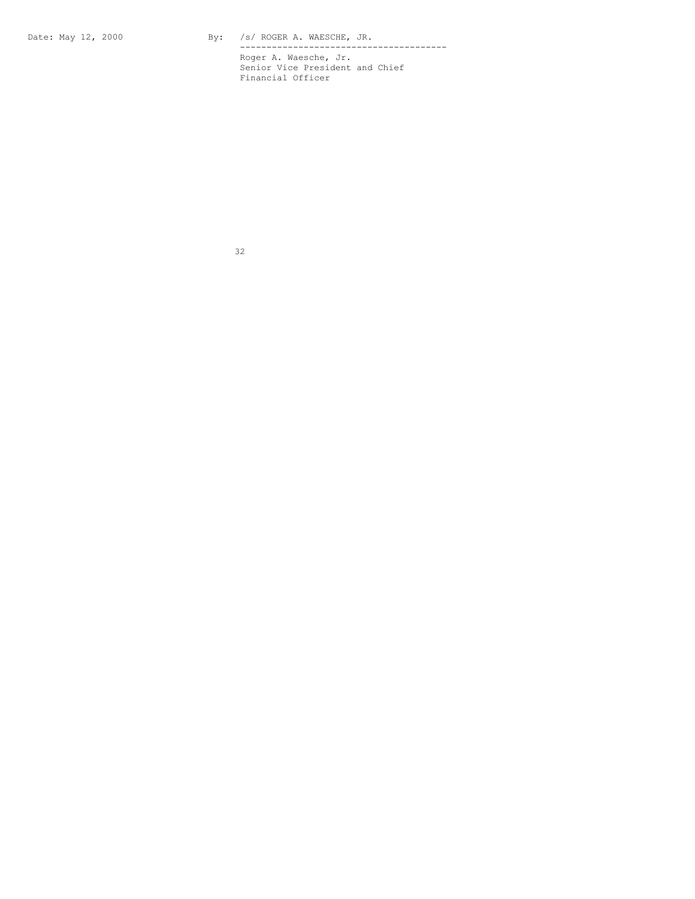Date: May 12, 2000

By: /s/ ROGER A. WAESCHE, JR.

---

Roger A. Waesche, Jr.
Senior Vice President and Chief
Financial Officer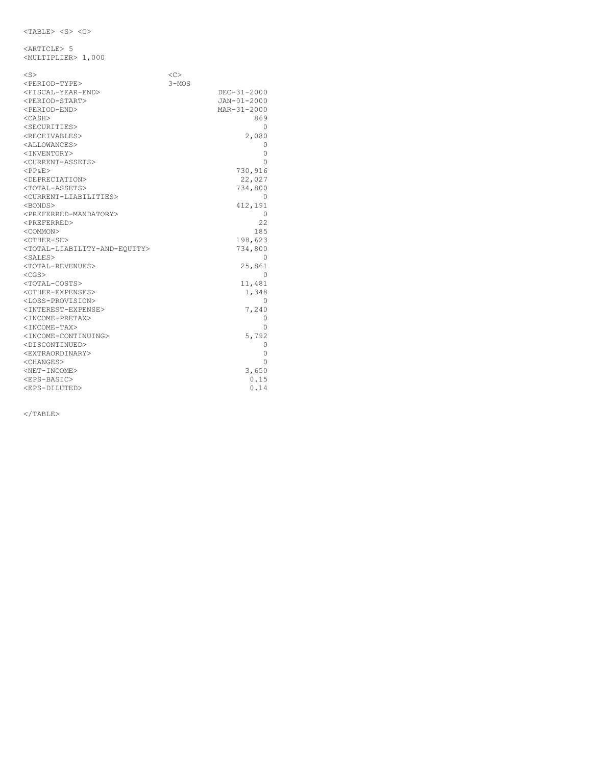<TABLE> <S> <C>

<ARTICLE> 5
<MULTIPLIER> 1,000

| <S> | <C> |
|---|---|
| <PERIOD-TYPE> | 3-MOS |
| <FISCAL-YEAR-END> | DEC-31-2000 |
| <PERIOD-START> | JAN-01-2000 |
| <PERIOD-END> | MAR-31-2000 |
| <CASH> | 869 |
| <SECURITIES> | 0 |
| <RECEIVABLES> | 2,080 |
| <ALLOWANCES> | 0 |
| <INVENTORY> | 0 |
| <CURRENT-ASSETS> | 0 |
| <PP&E> | 730,916 |
| <DEPRECIATION> | 22,027 |
| <TOTAL-ASSETS> | 734,800 |
| <CURRENT-LIABILITIES> | 0 |
| <BONDS> | 412,191 |
| <PREFERRED-MANDATORY> | 0 |
| <PREFERRED> | 22 |
| <COMMON> | 185 |
| <OTHER-SE> | 198,623 |
| <TOTAL-LIABILITY-AND-EQUITY> | 734,800 |
| <SALES> | 0 |
| <TOTAL-REVENUES> | 25,861 |
| <CGS> | 0 |
| <TOTAL-COSTS> | 11,481 |
| <OTHER-EXPENSES> | 1,348 |
| <LOSS-PROVISION> | 0 |
| <INTEREST-EXPENSE> | 7,240 |
| <INCOME-PRETAX> | 0 |
| <INCOME-TAX> | 0 |
| <INCOME-CONTINUING> | 5,792 |
| <DISCONTINUED> | 0 |
| <EXTRAORDINARY> | 0 |
| <CHANGES> | 0 |
| <NET-INCOME> | 3,650 |
| <EPS-BASIC> | 0.15 |
| <EPS-DILUTED> | 0.14 |

</TABLE>